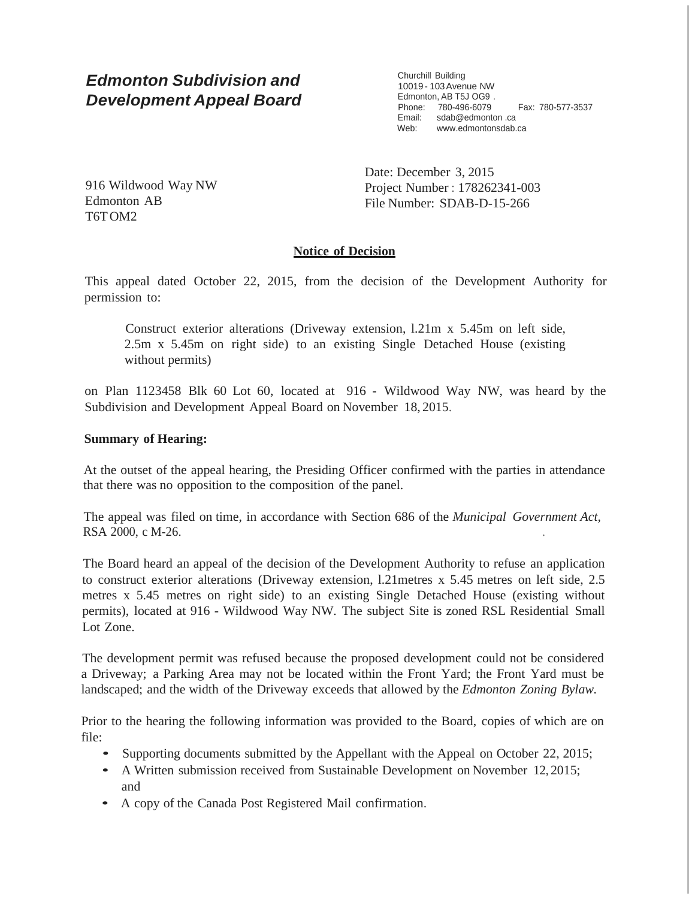# Edmonton Subdivision and Development Appeal Board

Churchill Building
10019 - 103 Avenue NW
Edmonton, AB T5J OG9 .
Phone: 780-496-6079 Fax: 780-577-3537
Email: sdab@edmonton .ca
Web: www.edmontonsdab.ca

916 Wildwood Way NW
Edmonton AB
T6T OM2

Date: December 3, 2015
Project Number : 178262341-003
File Number: SDAB-D-15-266

## Notice of Decision

This appeal dated October 22, 2015, from the decision of the Development Authority for permission to:

> Construct exterior alterations (Driveway extension, l.21m x 5.45m on left side, 2.5m x 5.45m on right side) to an existing Single Detached House (existing without permits)

on Plan 1123458 Blk 60 Lot 60, located at 916 - Wildwood Way NW, was heard by the Subdivision and Development Appeal Board on November 18, 2015.

**Summary of Hearing:**

At the outset of the appeal hearing, the Presiding Officer confirmed with the parties in attendance that there was no opposition to the composition of the panel.

The appeal was filed on time, in accordance with Section 686 of the *Municipal Government Act*, RSA 2000, c M-26.

The Board heard an appeal of the decision of the Development Authority to refuse an application to construct exterior alterations (Driveway extension, l.21metres x 5.45 metres on left side, 2.5 metres x 5.45 metres on right side) to an existing Single Detached House (existing without permits), located at 916 - Wildwood Way NW. The subject Site is zoned RSL Residential Small Lot Zone.

The development permit was refused because the proposed development could not be considered a Driveway; a Parking Area may not be located within the Front Yard; the Front Yard must be landscaped; and the width of the Driveway exceeds that allowed by the *Edmonton Zoning Bylaw.*

Prior to the hearing the following information was provided to the Board, copies of which are on file:

- Supporting documents submitted by the Appellant with the Appeal on October 22, 2015;
- A Written submission received from Sustainable Development on November 12, 2015; and
- A copy of the Canada Post Registered Mail confirmation.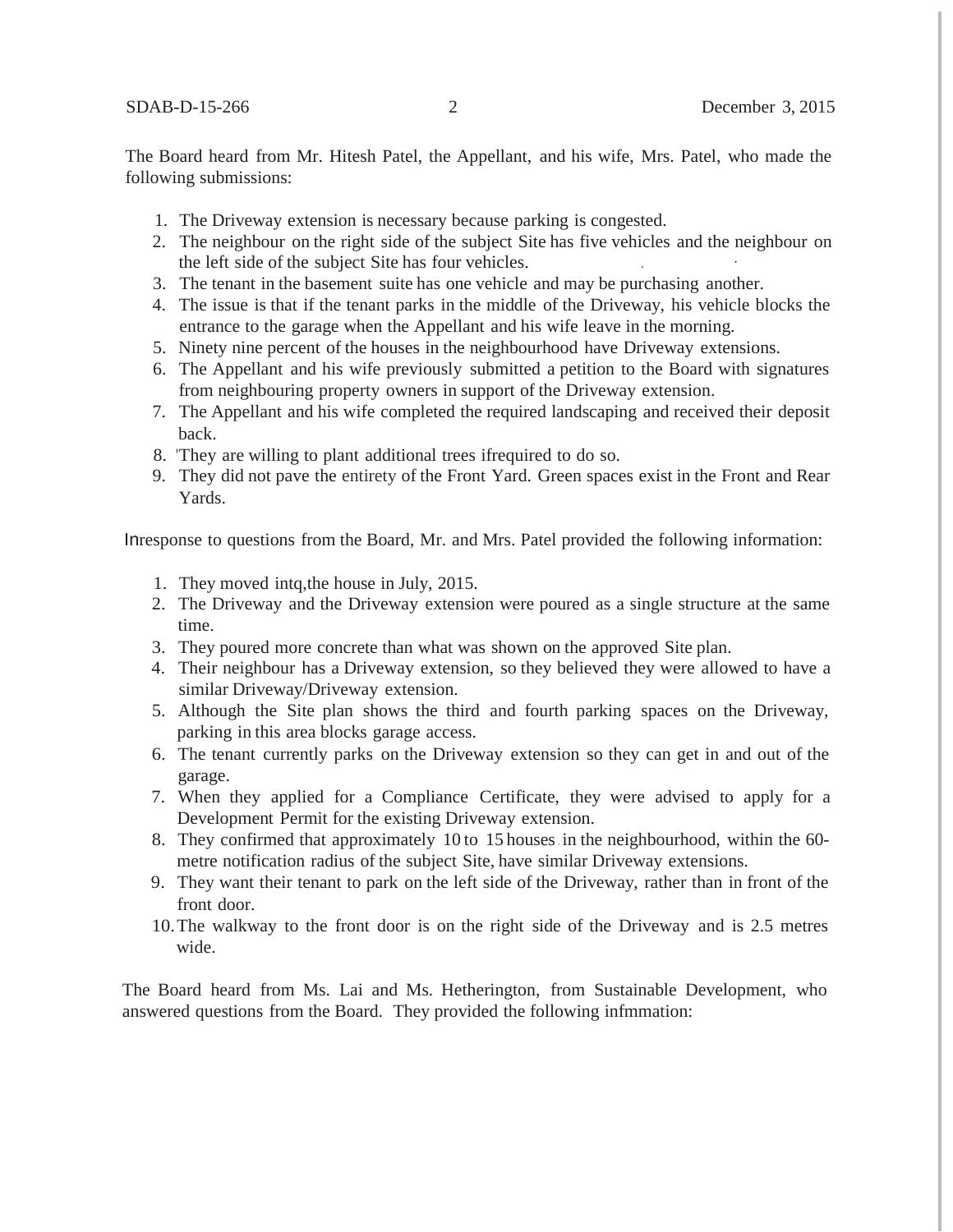The Board heard from Mr. Hitesh Patel, the Appellant, and his wife, Mrs. Patel, who made the following submissions:

1. The Driveway extension is necessary because parking is congested.
2. The neighbour on the right side of the subject Site has five vehicles and the neighbour on the left side of the subject Site has four vehicles.
3. The tenant in the basement suite has one vehicle and may be purchasing another.
4. The issue is that if the tenant parks in the middle of the Driveway, his vehicle blocks the entrance to the garage when the Appellant and his wife leave in the morning.
5. Ninety nine percent of the houses in the neighbourhood have Driveway extensions.
6. The Appellant and his wife previously submitted a petition to the Board with signatures from neighbouring property owners in support of the Driveway extension.
7. The Appellant and his wife completed the required landscaping and received their deposit back.
8. 'They are willing to plant additional trees ifrequired to do so.
9. They did not pave the entirety of the Front Yard. Green spaces exist in the Front and Rear Yards.

Inresponse to questions from the Board, Mr. and Mrs. Patel provided the following information:

1. They moved intq,the house in July, 2015.
2. The Driveway and the Driveway extension were poured as a single structure at the same time.
3. They poured more concrete than what was shown on the approved Site plan.
4. Their neighbour has a Driveway extension, so they believed they were allowed to have a similar Driveway/Driveway extension.
5. Although the Site plan shows the third and fourth parking spaces on the Driveway, parking in this area blocks garage access.
6. The tenant currently parks on the Driveway extension so they can get in and out of the garage.
7. When they applied for a Compliance Certificate, they were advised to apply for a Development Permit for the existing Driveway extension.
8. They confirmed that approximately 10 to 15 houses in the neighbourhood, within the 60-metre notification radius of the subject Site, have similar Driveway extensions.
9. They want their tenant to park on the left side of the Driveway, rather than in front of the front door.
10. The walkway to the front door is on the right side of the Driveway and is 2.5 metres wide.

The Board heard from Ms. Lai and Ms. Hetherington, from Sustainable Development, who answered questions from the Board. They provided the following infmmation: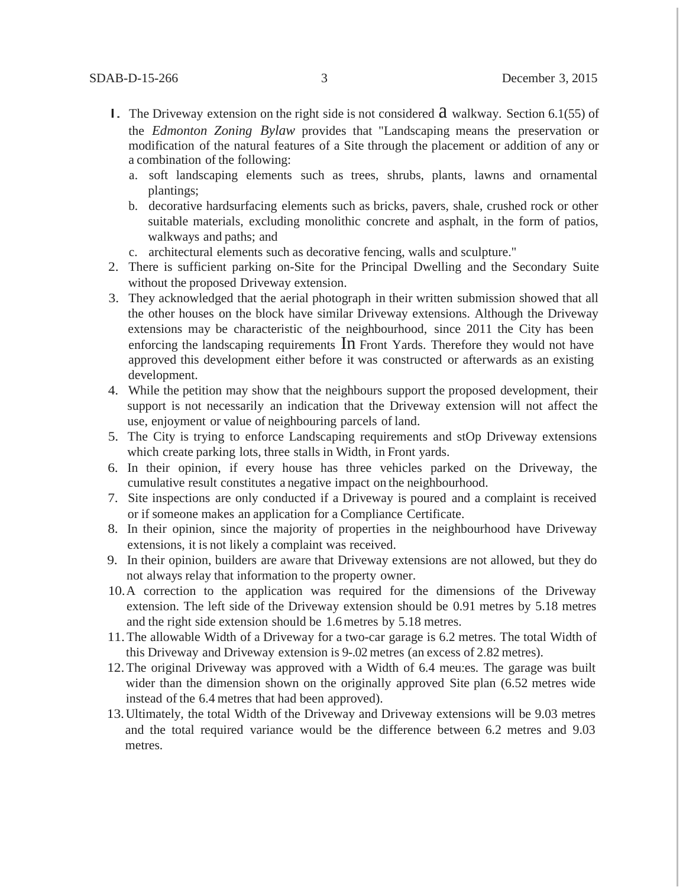1. The Driveway extension on the right side is not considered a walkway. Section 6.1(55) of the *Edmonton Zoning Bylaw* provides that "Landscaping means the preservation or modification of the natural features of a Site through the placement or addition of any or a combination of the following:
   a. soft landscaping elements such as trees, shrubs, plants, lawns and ornamental plantings;
   b. decorative hardsurfacing elements such as bricks, pavers, shale, crushed rock or other suitable materials, excluding monolithic concrete and asphalt, in the form of patios, walkways and paths; and
   c. architectural elements such as decorative fencing, walls and sculpture."
2. There is sufficient parking on-Site for the Principal Dwelling and the Secondary Suite without the proposed Driveway extension.
3. They acknowledged that the aerial photograph in their written submission showed that all the other houses on the block have similar Driveway extensions. Although the Driveway extensions may be characteristic of the neighbourhood, since 2011 the City has been enforcing the landscaping requirements In Front Yards. Therefore they would not have approved this development either before it was constructed or afterwards as an existing development.
4. While the petition may show that the neighbours support the proposed development, their support is not necessarily an indication that the Driveway extension will not affect the use, enjoyment or value of neighbouring parcels of land.
5. The City is trying to enforce Landscaping requirements and stOp Driveway extensions which create parking lots, three stalls in Width, in Front yards.
6. In their opinion, if every house has three vehicles parked on the Driveway, the cumulative result constitutes a negative impact on the neighbourhood.
7. Site inspections are only conducted if a Driveway is poured and a complaint is received or if someone makes an application for a Compliance Certificate.
8. In their opinion, since the majority of properties in the neighbourhood have Driveway extensions, it is not likely a complaint was received.
9. In their opinion, builders are aware that Driveway extensions are not allowed, but they do not always relay that information to the property owner.
10. A correction to the application was required for the dimensions of the Driveway extension. The left side of the Driveway extension should be 0.91 metres by 5.18 metres and the right side extension should be 1.6 metres by 5.18 metres.
11. The allowable Width of a Driveway for a two-car garage is 6.2 metres. The total Width of this Driveway and Driveway extension is 9-.02 metres (an excess of 2.82 metres).
12. The original Driveway was approved with a Width of 6.4 meu:es. The garage was built wider than the dimension shown on the originally approved Site plan (6.52 metres wide instead of the 6.4 metres that had been approved).
13. Ultimately, the total Width of the Driveway and Driveway extensions will be 9.03 metres and the total required variance would be the difference between 6.2 metres and 9.03 metres.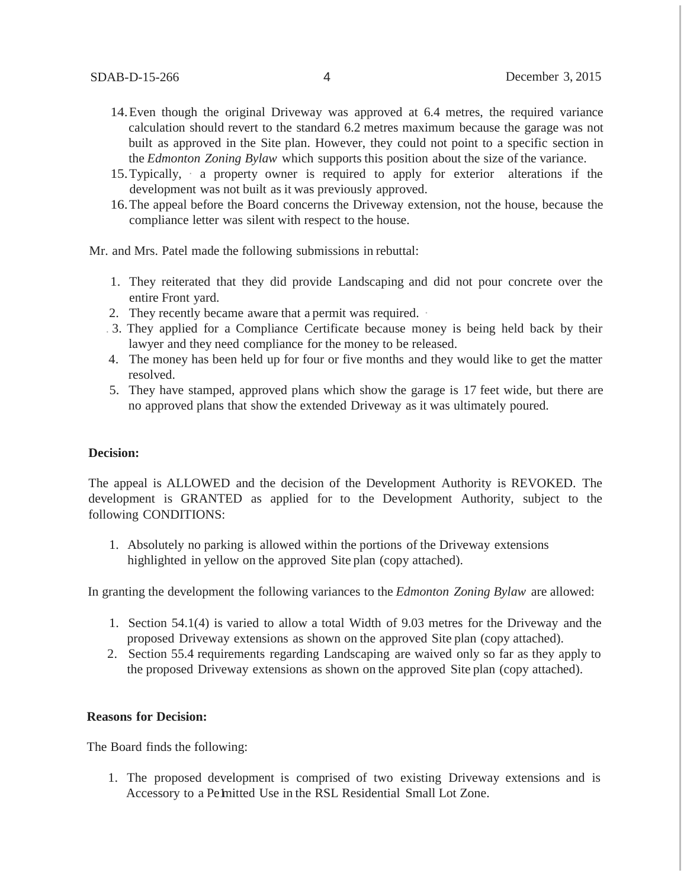14. Even though the original Driveway was approved at 6.4 metres, the required variance calculation should revert to the standard 6.2 metres maximum because the garage was not built as approved in the Site plan. However, they could not point to a specific section in the *Edmonton Zoning Bylaw* which supports this position about the size of the variance.
15. Typically, a property owner is required to apply for exterior alterations if the development was not built as it was previously approved.
16. The appeal before the Board concerns the Driveway extension, not the house, because the compliance letter was silent with respect to the house.

Mr. and Mrs. Patel made the following submissions in rebuttal:

1. They reiterated that they did provide Landscaping and did not pour concrete over the entire Front yard.
2. They recently became aware that a permit was required.
3. They applied for a Compliance Certificate because money is being held back by their lawyer and they need compliance for the money to be released.
4. The money has been held up for four or five months and they would like to get the matter resolved.
5. They have stamped, approved plans which show the garage is 17 feet wide, but there are no approved plans that show the extended Driveway as it was ultimately poured.

**Decision:**

The appeal is ALLOWED and the decision of the Development Authority is REVOKED. The development is GRANTED as applied for to the Development Authority, subject to the following CONDITIONS:

1. Absolutely no parking is allowed within the portions of the Driveway extensions highlighted in yellow on the approved Site plan (copy attached).

In granting the development the following variances to the *Edmonton Zoning Bylaw* are allowed:

1. Section 54.1(4) is varied to allow a total Width of 9.03 metres for the Driveway and the proposed Driveway extensions as shown on the approved Site plan (copy attached).
2. Section 55.4 requirements regarding Landscaping are waived only so far as they apply to the proposed Driveway extensions as shown on the approved Site plan (copy attached).

**Reasons for Decision:**

The Board finds the following:

1. The proposed development is comprised of two existing Driveway extensions and is Accessory to a Permitted Use in the RSL Residential Small Lot Zone.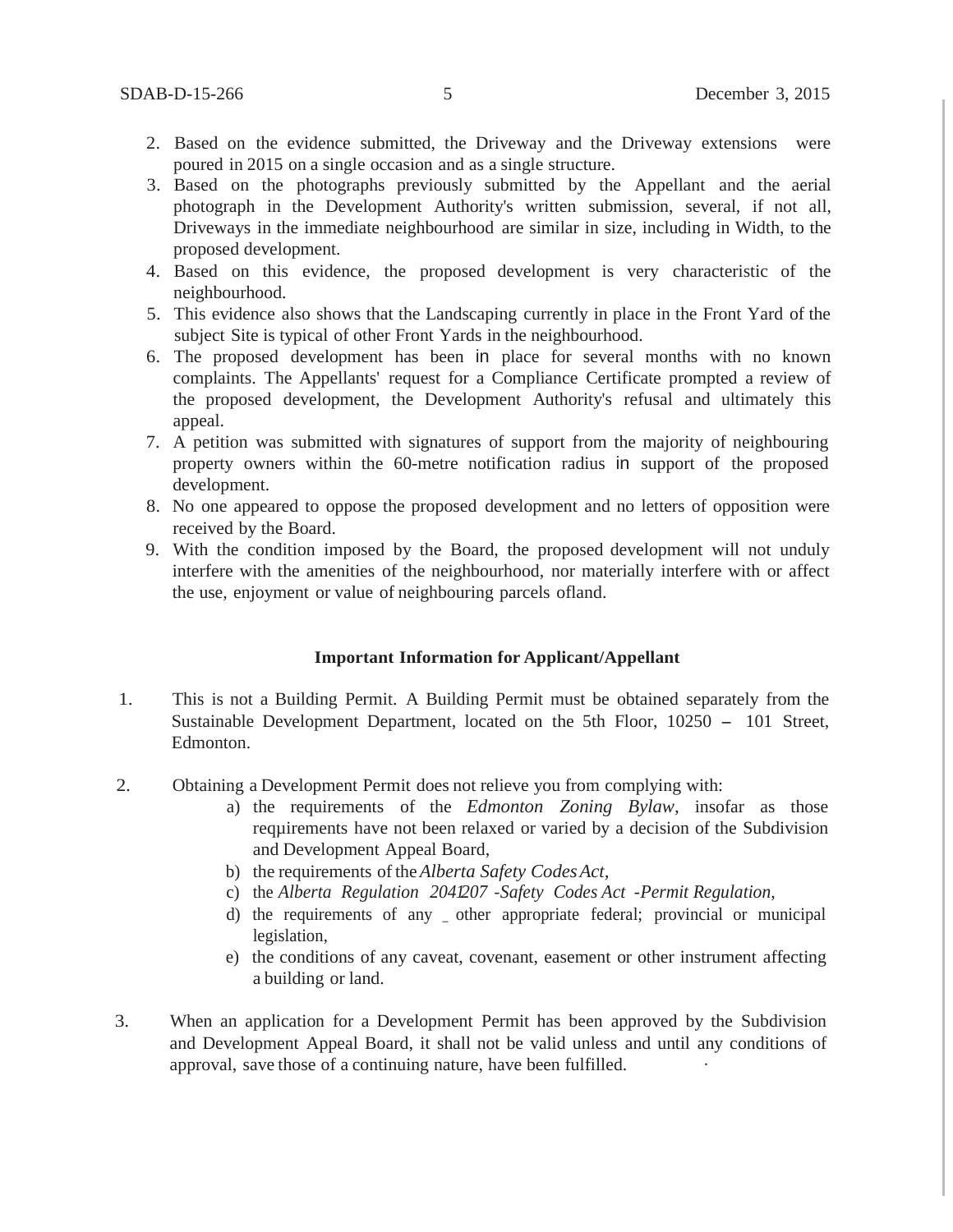2. Based on the evidence submitted, the Driveway and the Driveway extensions were poured in 2015 on a single occasion and as a single structure.
3. Based on the photographs previously submitted by the Appellant and the aerial photograph in the Development Authority's written submission, several, if not all, Driveways in the immediate neighbourhood are similar in size, including in Width, to the proposed development.
4. Based on this evidence, the proposed development is very characteristic of the neighbourhood.
5. This evidence also shows that the Landscaping currently in place in the Front Yard of the subject Site is typical of other Front Yards in the neighbourhood.
6. The proposed development has been in place for several months with no known complaints. The Appellants' request for a Compliance Certificate prompted a review of the proposed development, the Development Authority's refusal and ultimately this appeal.
7. A petition was submitted with signatures of support from the majority of neighbouring property owners within the 60-metre notification radius in support of the proposed development.
8. No one appeared to oppose the proposed development and no letters of opposition were received by the Board.
9. With the condition imposed by the Board, the proposed development will not unduly interfere with the amenities of the neighbourhood, nor materially interfere with or affect the use, enjoyment or value of neighbouring parcels ofland.

**Important Information for Applicant/Appellant**

1. This is not a Building Permit. A Building Permit must be obtained separately from the Sustainable Development Department, located on the 5th Floor, 10250 – 101 Street, Edmonton.

2. Obtaining a Development Permit does not relieve you from complying with:
   a) the requirements of the *Edmonton Zoning Bylaw*, insofar as those reqµirements have not been relaxed or varied by a decision of the Subdivision and Development Appeal Board,
   b) the requirements of the *Alberta Safety Codes Act*,
   c) the *Alberta Regulation 2041207 -Safety Codes Act -Permit Regulation*,
   d) the requirements of any _ other appropriate federal; provincial or municipal legislation,
   e) the conditions of any caveat, covenant, easement or other instrument affecting a building or land.

3. When an application for a Development Permit has been approved by the Subdivision and Development Appeal Board, it shall not be valid unless and until any conditions of approval, save those of a continuing nature, have been fulfilled.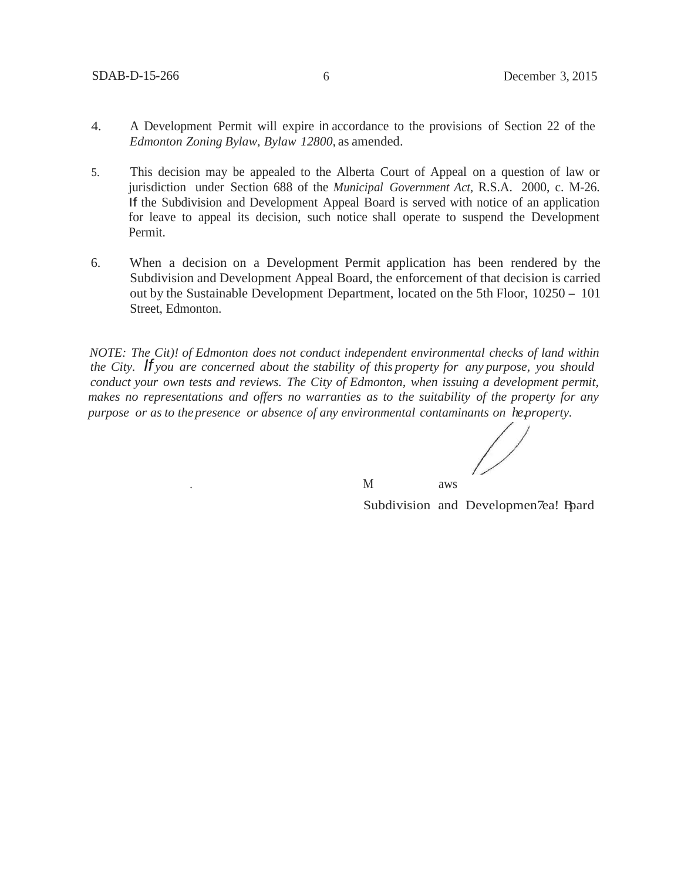4. A Development Permit will expire in accordance to the provisions of Section 22 of the *Edmonton Zoning Bylaw, Bylaw 12800*, as amended.

5. This decision may be appealed to the Alberta Court of Appeal on a question of law or jurisdiction under Section 688 of the *Municipal Government Act*, R.S.A. 2000, c. M-26. If the Subdivision and Development Appeal Board is served with notice of an application for leave to appeal its decision, such notice shall operate to suspend the Development Permit.

6. When a decision on a Development Permit application has been rendered by the Subdivision and Development Appeal Board, the enforcement of that decision is carried out by the Sustainable Development Department, located on the 5th Floor, 10250 – 101 Street, Edmonton.

*NOTE: The Cit)! of Edmonton does not conduct independent environmental checks of land within the City. If you are concerned about the stability of this property for any purpose, you should conduct your own tests and reviews. The City of Edmonton, when issuing a development permit, makes no representations and offers no warranties as to the suitability of the property for any purpose or as to the presence or absence of any environmental contaminants on he property.*

M aws

Subdivision and Developmen7ea! Board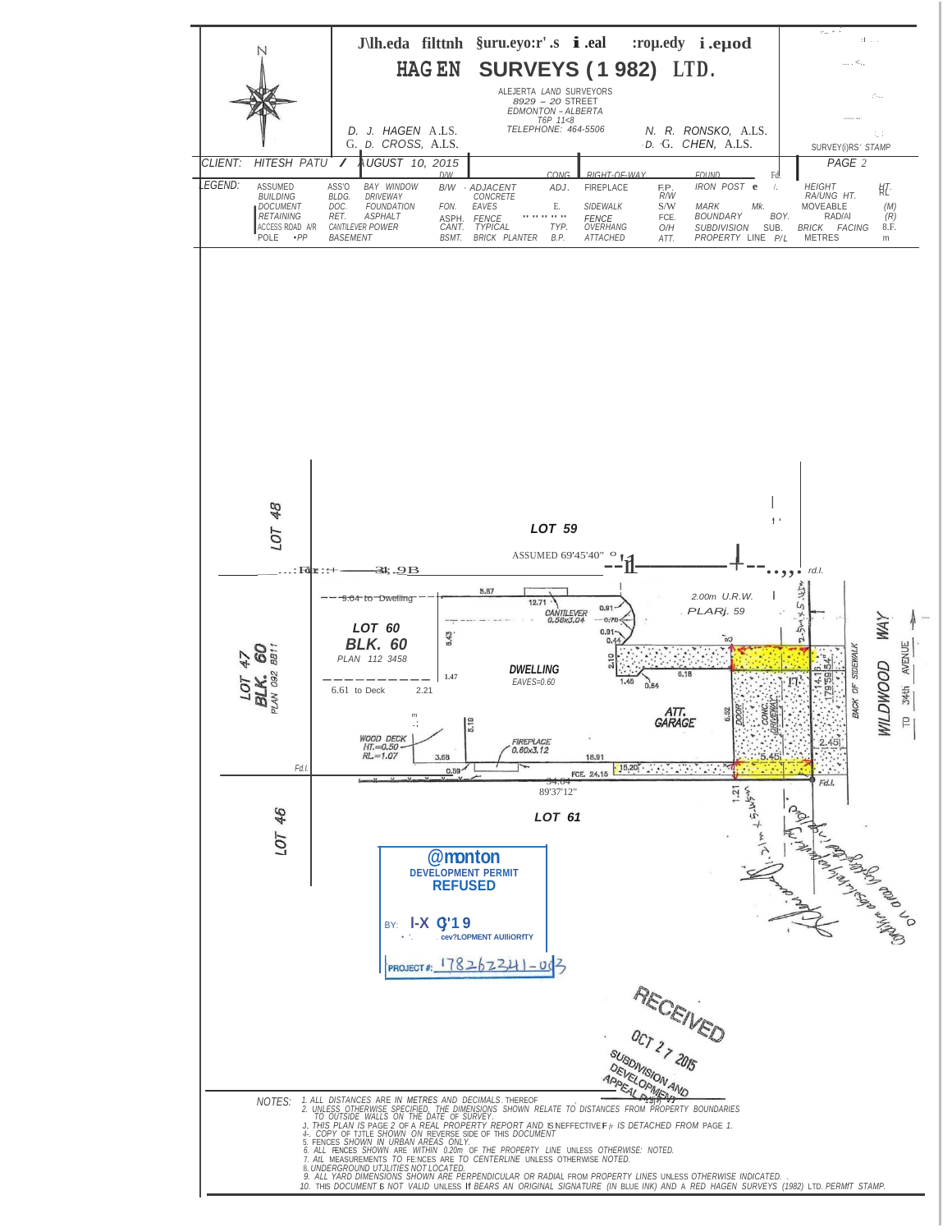# HAGEN SURVEYS (1982) LTD.

ALBERTA LAND SURVEYORS
8929 – 20 STREET
EDMONTON – ALBERTA
T6P 1K8
TELEPHONE: 464-5506

D. J. HAGEN A.L.S.
G. D. CROSS, A.L.S.

N. R. RONSKO, A.L.S.
D. G. CHEN, A.L.S.

SURVEYOR'S STAMP

CLIENT: HITESH PATU / AUGUST 10, 2015

PAGE 2

LEGEND:

| | | | | | | | | | | | |
|---|---|---|---|---|---|---|---|---|---|---|---|
| ASSUMED | ASS'D | BAY WINDOW | B/W | ADJACENT | ADJ. | FIREPLACE | F.P. | IRON POST | | HEIGHT | HT. |
| BUILDING | BLDG. | DRIVEWAY | D/W | CONCRETE | CONC. | RIGHT-OF-WAY | R/W | FOUND | Fd. | RAILING HT. | RL |
| DOCUMENT | DOC. | FOUNDATION | FDN. | EAVES | E. | SIDEWALK | S/W | MARK | Mk. | MOVEABLE | (M) |
| RETAINING | RET. | ASPHALT | ASPH. | FENCE | | FENCE | FCE. | BOUNDARY | BDY. | RADIAL | (R) |
| ACCESS ROAD A/R | | CANTILEVER | CANT. | TYPICAL | TYP. | OVERHANG | O/H | SUBDIVISION | SUB. | BRICK FACING | B.F. |
| POLE | •PP | BASEMENT | BSMT. | BRICK PLANTER | B.P. | ATTACHED | ATT. | PROPERTY LINE | P/L | METRES | m |

LOT 48

LOT 59

ASSUMED 69°45'40"

2.00m U.R.W.
PLAN 59

LOT 47
BLK. 60
PLAN 092 8811

LOT 60
BLK. 60
PLAN 112 3458

9.04 to Dwelling

6.61 to Deck

DWELLING
EAVES=0.60

CANTILEVER 0.56x3.04

ATT. GARAGE

DOOR

CONC. DRIVEWAY

WOOD DECK
HT.=0.50
RL.=1.07

FIREPLACE 0.60x3.12

FCE. 24.15

89°37'12"

LOT 61

LOT 46

BACK OF SIDEWALK

WILDWOOD WAY

TO 34th AVENUE

Edmonton
DEVELOPMENT PERMIT
REFUSED

BY: I-X Q'19
DEVELOPMENT AUTHORITY

PROJECT #: 178262241-003

RECEIVED
OCT 27 2015
SUBDIVISION AND DEVELOPMENT APPEAL BOARD

NOTES:
1. ALL DISTANCES ARE IN METRES AND DECIMALS THEREOF.
2. UNLESS OTHERWISE SPECIFIED, THE DIMENSIONS SHOWN RELATE TO DISTANCES FROM PROPERTY BOUNDARIES TO OUTSIDE WALLS ON THE DATE OF SURVEY.
3. THIS PLAN IS PAGE 2 OF A REAL PROPERTY REPORT AND IS INEFFECTIVE IF IT IS DETACHED FROM PAGE 1.
4. COPY OF TITLE SHOWN ON REVERSE SIDE OF THIS DOCUMENT.
5. FENCES SHOWN IN URBAN AREAS ONLY.
6. ALL FENCES SHOWN ARE WITHIN 0.20m OF THE PROPERTY LINE UNLESS OTHERWISE NOTED.
7. ALL MEASUREMENTS ARE TO FENCES ARE TO CENTERLINE UNLESS OTHERWISE NOTED.
8. UNDERGROUND UTILITIES NOT LOCATED.
9. ALL YARD DIMENSIONS SHOWN ARE PERPENDICULAR OR RADIAL FROM PROPERTY LINES UNLESS OTHERWISE INDICATED.
10. THIS DOCUMENT IS NOT VALID UNLESS IT BEARS AN ORIGINAL SIGNATURE (IN BLUE INK) AND A RED HAGEN SURVEYS (1982) LTD. PERMIT STAMP.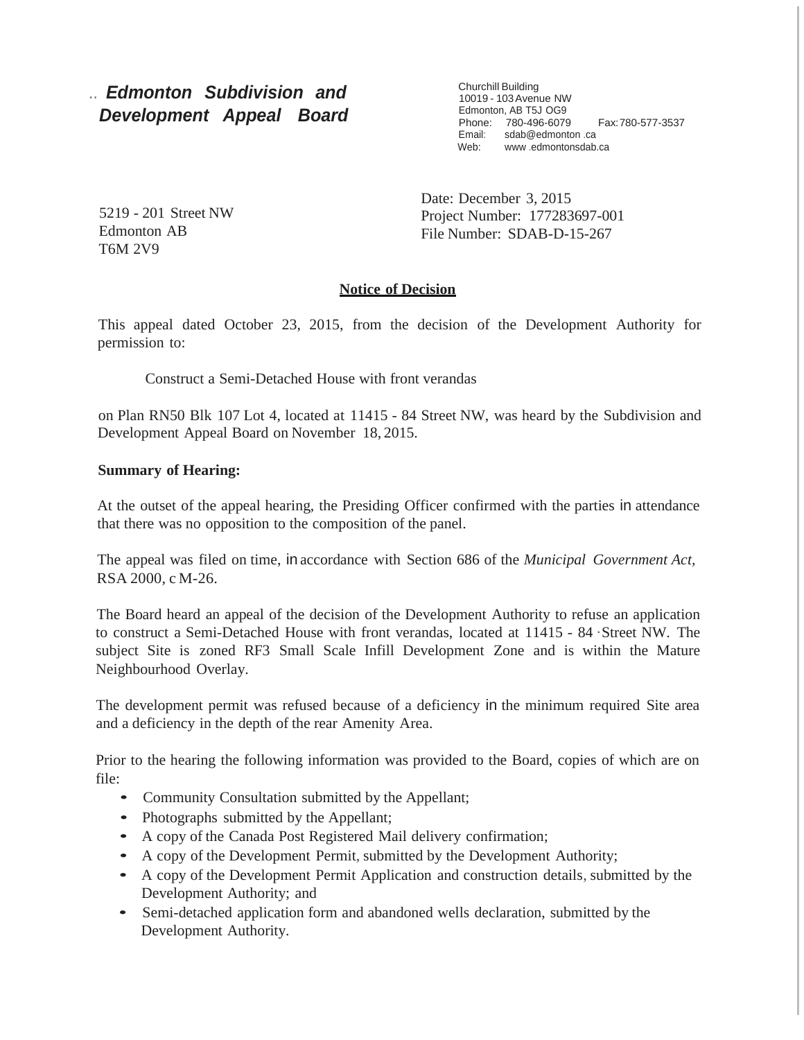## *Edmonton Subdivision and Development Appeal Board*

Churchill Building
10019 - 103 Avenue NW
Edmonton, AB T5J OG9
Phone: 780-496-6079 Fax: 780-577-3537
Email: sdab@edmonton.ca
Web: www.edmontonsdab.ca

5219 - 201 Street NW
Edmonton AB
T6M 2V9

Date: December 3, 2015
Project Number: 177283697-001
File Number: SDAB-D-15-267

**Notice of Decision**

This appeal dated October 23, 2015, from the decision of the Development Authority for permission to:

Construct a Semi-Detached House with front verandas

on Plan RN50 Blk 107 Lot 4, located at 11415 - 84 Street NW, was heard by the Subdivision and Development Appeal Board on November 18, 2015.

**Summary of Hearing:**

At the outset of the appeal hearing, the Presiding Officer confirmed with the parties in attendance that there was no opposition to the composition of the panel.

The appeal was filed on time, in accordance with Section 686 of the *Municipal Government Act,* RSA 2000, c M-26.

The Board heard an appeal of the decision of the Development Authority to refuse an application to construct a Semi-Detached House with front verandas, located at 11415 - 84 Street NW. The subject Site is zoned RF3 Small Scale Infill Development Zone and is within the Mature Neighbourhood Overlay.

The development permit was refused because of a deficiency in the minimum required Site area and a deficiency in the depth of the rear Amenity Area.

Prior to the hearing the following information was provided to the Board, copies of which are on file:

- Community Consultation submitted by the Appellant;
- Photographs submitted by the Appellant;
- A copy of the Canada Post Registered Mail delivery confirmation;
- A copy of the Development Permit, submitted by the Development Authority;
- A copy of the Development Permit Application and construction details, submitted by the Development Authority; and
- Semi-detached application form and abandoned wells declaration, submitted by the Development Authority.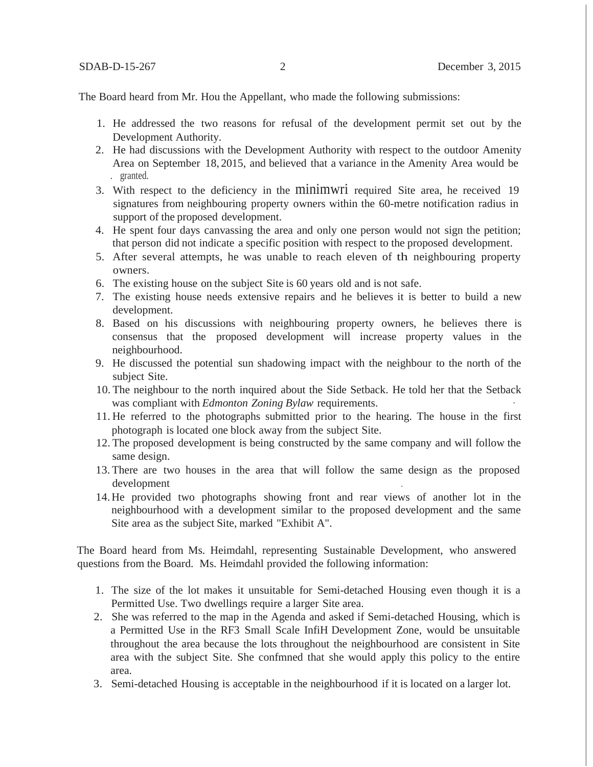The Board heard from Mr. Hou the Appellant, who made the following submissions:

1. He addressed the two reasons for refusal of the development permit set out by the Development Authority.
2. He had discussions with the Development Authority with respect to the outdoor Amenity Area on September 18, 2015, and believed that a variance in the Amenity Area would be granted.
3. With respect to the deficiency in the minimwri required Site area, he received 19 signatures from neighbouring property owners within the 60-metre notification radius in support of the proposed development.
4. He spent four days canvassing the area and only one person would not sign the petition; that person did not indicate a specific position with respect to the proposed development.
5. After several attempts, he was unable to reach eleven of th neighbouring property owners.
6. The existing house on the subject Site is 60 years old and is not safe.
7. The existing house needs extensive repairs and he believes it is better to build a new development.
8. Based on his discussions with neighbouring property owners, he believes there is consensus that the proposed development will increase property values in the neighbourhood.
9. He discussed the potential sun shadowing impact with the neighbour to the north of the subject Site.
10. The neighbour to the north inquired about the Side Setback. He told her that the Setback was compliant with *Edmonton Zoning Bylaw* requirements.
11. He referred to the photographs submitted prior to the hearing. The house in the first photograph is located one block away from the subject Site.
12. The proposed development is being constructed by the same company and will follow the same design.
13. There are two houses in the area that will follow the same design as the proposed development
14. He provided two photographs showing front and rear views of another lot in the neighbourhood with a development similar to the proposed development and the same Site area as the subject Site, marked "Exhibit A".

The Board heard from Ms. Heimdahl, representing Sustainable Development, who answered questions from the Board. Ms. Heimdahl provided the following information:

1. The size of the lot makes it unsuitable for Semi-detached Housing even though it is a Permitted Use. Two dwellings require a larger Site area.
2. She was referred to the map in the Agenda and asked if Semi-detached Housing, which is a Permitted Use in the RF3 Small Scale InfiH Development Zone, would be unsuitable throughout the area because the lots throughout the neighbourhood are consistent in Site area with the subject Site. She confmned that she would apply this policy to the entire area.
3. Semi-detached Housing is acceptable in the neighbourhood if it is located on a larger lot.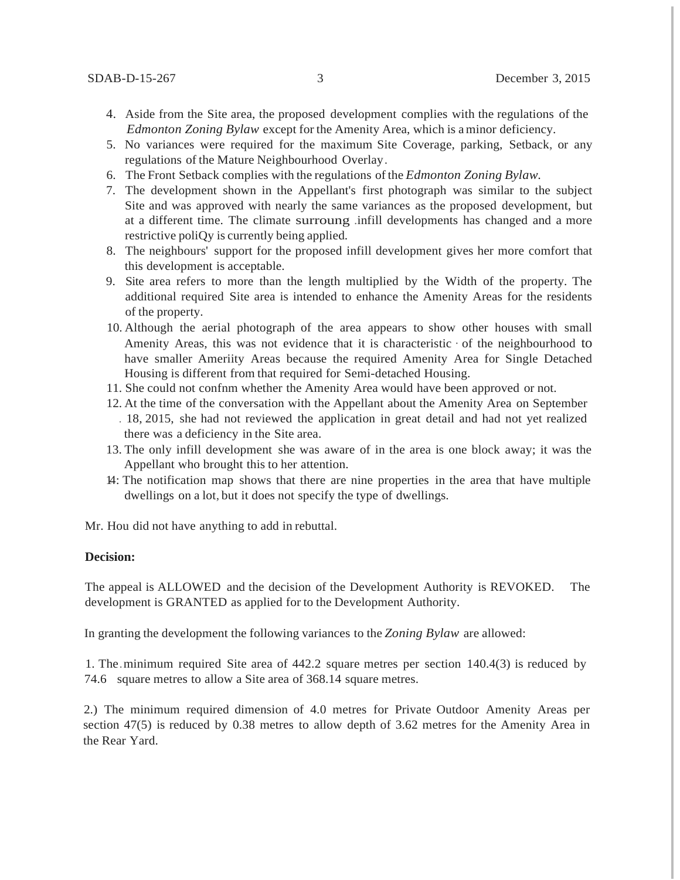4. Aside from the Site area, the proposed development complies with the regulations of the *Edmonton Zoning Bylaw* except for the Amenity Area, which is a minor deficiency.
5. No variances were required for the maximum Site Coverage, parking, Setback, or any regulations of the Mature Neighbourhood Overlay.
6. The Front Setback complies with the regulations of the *Edmonton Zoning Bylaw.*
7. The development shown in the Appellant's first photograph was similar to the subject Site and was approved with nearly the same variances as the proposed development, but at a different time. The climate surroung infill developments has changed and a more restrictive poliQy is currently being applied.
8. The neighbours' support for the proposed infill development gives her more comfort that this development is acceptable.
9. Site area refers to more than the length multiplied by the Width of the property. The additional required Site area is intended to enhance the Amenity Areas for the residents of the property.
10. Although the aerial photograph of the area appears to show other houses with small Amenity Areas, this was not evidence that it is characteristic of the neighbourhood to have smaller Ameriity Areas because the required Amenity Area for Single Detached Housing is different from that required for Semi-detached Housing.
11. She could not confnm whether the Amenity Area would have been approved or not.
12. At the time of the conversation with the Appellant about the Amenity Area on September 18, 2015, she had not reviewed the application in great detail and had not yet realized there was a deficiency in the Site area.
13. The only infill development she was aware of in the area is one block away; it was the Appellant who brought this to her attention.
14. The notification map shows that there are nine properties in the area that have multiple dwellings on a lot, but it does not specify the type of dwellings.

Mr. Hou did not have anything to add in rebuttal.

**Decision:**

The appeal is ALLOWED and the decision of the Development Authority is REVOKED. The development is GRANTED as applied for to the Development Authority.

In granting the development the following variances to the *Zoning Bylaw* are allowed:

1. The minimum required Site area of 442.2 square metres per section 140.4(3) is reduced by 74.6 square metres to allow a Site area of 368.14 square metres.

2.) The minimum required dimension of 4.0 metres for Private Outdoor Amenity Areas per section 47(5) is reduced by 0.38 metres to allow depth of 3.62 metres for the Amenity Area in the Rear Yard.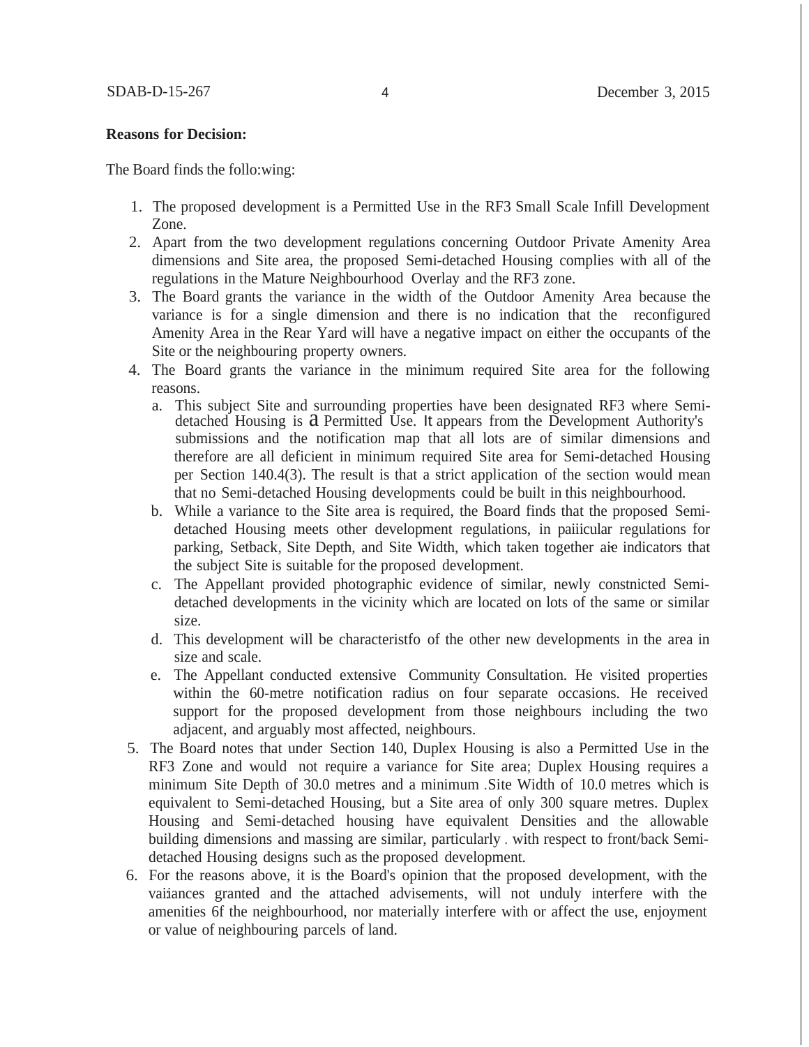**Reasons for Decision:**

The Board finds the follo:wing:

1. The proposed development is a Permitted Use in the RF3 Small Scale Infill Development Zone.
2. Apart from the two development regulations concerning Outdoor Private Amenity Area dimensions and Site area, the proposed Semi-detached Housing complies with all of the regulations in the Mature Neighbourhood Overlay and the RF3 zone.
3. The Board grants the variance in the width of the Outdoor Amenity Area because the variance is for a single dimension and there is no indication that the reconfigured Amenity Area in the Rear Yard will have a negative impact on either the occupants of the Site or the neighbouring property owners.
4. The Board grants the variance in the minimum required Site area for the following reasons.
   a. This subject Site and surrounding properties have been designated RF3 where Semi-detached Housing is a Permitted Use. It appears from the Development Authority's submissions and the notification map that all lots are of similar dimensions and therefore are all deficient in minimum required Site area for Semi-detached Housing per Section 140.4(3). The result is that a strict application of the section would mean that no Semi-detached Housing developments could be built in this neighbourhood.
   b. While a variance to the Site area is required, the Board finds that the proposed Semi-detached Housing meets other development regulations, in paiiicular regulations for parking, Setback, Site Depth, and Site Width, which taken together aie indicators that the subject Site is suitable for the proposed development.
   c. The Appellant provided photographic evidence of similar, newly constnicted Semi-detached developments in the vicinity which are located on lots of the same or similar size.
   d. This development will be characteristfo of the other new developments in the area in size and scale.
   e. The Appellant conducted extensive Community Consultation. He visited properties within the 60-metre notification radius on four separate occasions. He received support for the proposed development from those neighbours including the two adjacent, and arguably most affected, neighbours.
5. The Board notes that under Section 140, Duplex Housing is also a Permitted Use in the RF3 Zone and would not require a variance for Site area; Duplex Housing requires a minimum Site Depth of 30.0 metres and a minimum Site Width of 10.0 metres which is equivalent to Semi-detached Housing, but a Site area of only 300 square metres. Duplex Housing and Semi-detached housing have equivalent Densities and the allowable building dimensions and massing are similar, particularly with respect to front/back Semi-detached Housing designs such as the proposed development.
6. For the reasons above, it is the Board's opinion that the proposed development, with the vaiiances granted and the attached advisements, will not unduly interfere with the amenities 6f the neighbourhood, nor materially interfere with or affect the use, enjoyment or value of neighbouring parcels of land.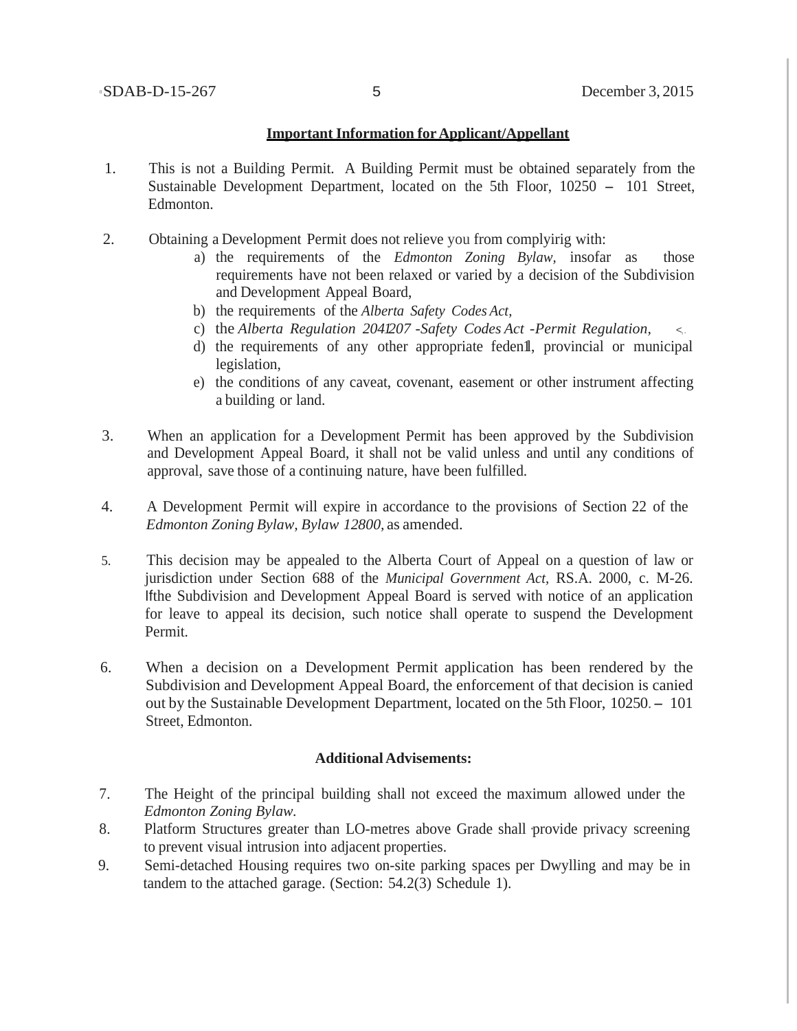**Important Information for Applicant/Appellant**

1. This is not a Building Permit. A Building Permit must be obtained separately from the Sustainable Development Department, located on the 5th Floor, 10250 – 101 Street, Edmonton.

2. Obtaining a Development Permit does not relieve you from complyirig with:
   a) the requirements of the *Edmonton Zoning Bylaw,* insofar as those requirements have not been relaxed or varied by a decision of the Subdivision and Development Appeal Board,
   b) the requirements of the *Alberta Safety Codes Act,*
   c) the *Alberta Regulation 2041207 -Safety Codes Act -Permit Regulation,*
   d) the requirements of any other appropriate feden1l, provincial or municipal legislation,
   e) the conditions of any caveat, covenant, easement or other instrument affecting a building or land.

3. When an application for a Development Permit has been approved by the Subdivision and Development Appeal Board, it shall not be valid unless and until any conditions of approval, save those of a continuing nature, have been fulfilled.

4. A Development Permit will expire in accordance to the provisions of Section 22 of the *Edmonton Zoning Bylaw, Bylaw 12800,* as amended.

5. This decision may be appealed to the Alberta Court of Appeal on a question of law or jurisdiction under Section 688 of the *Municipal Government Act,* RS.A. 2000, c. M-26. Ifthe Subdivision and Development Appeal Board is served with notice of an application for leave to appeal its decision, such notice shall operate to suspend the Development Permit.

6. When a decision on a Development Permit application has been rendered by the Subdivision and Development Appeal Board, the enforcement of that decision is canied out by the Sustainable Development Department, located on the 5th Floor, 10250 – 101 Street, Edmonton.

**Additional Advisements:**

7. The Height of the principal building shall not exceed the maximum allowed under the *Edmonton Zoning Bylaw.*
8. Platform Structures greater than LO-metres above Grade shall provide privacy screening to prevent visual intrusion into adjacent properties.
9. Semi-detached Housing requires two on-site parking spaces per Dwylling and may be in tandem to the attached garage. (Section: 54.2(3) Schedule 1).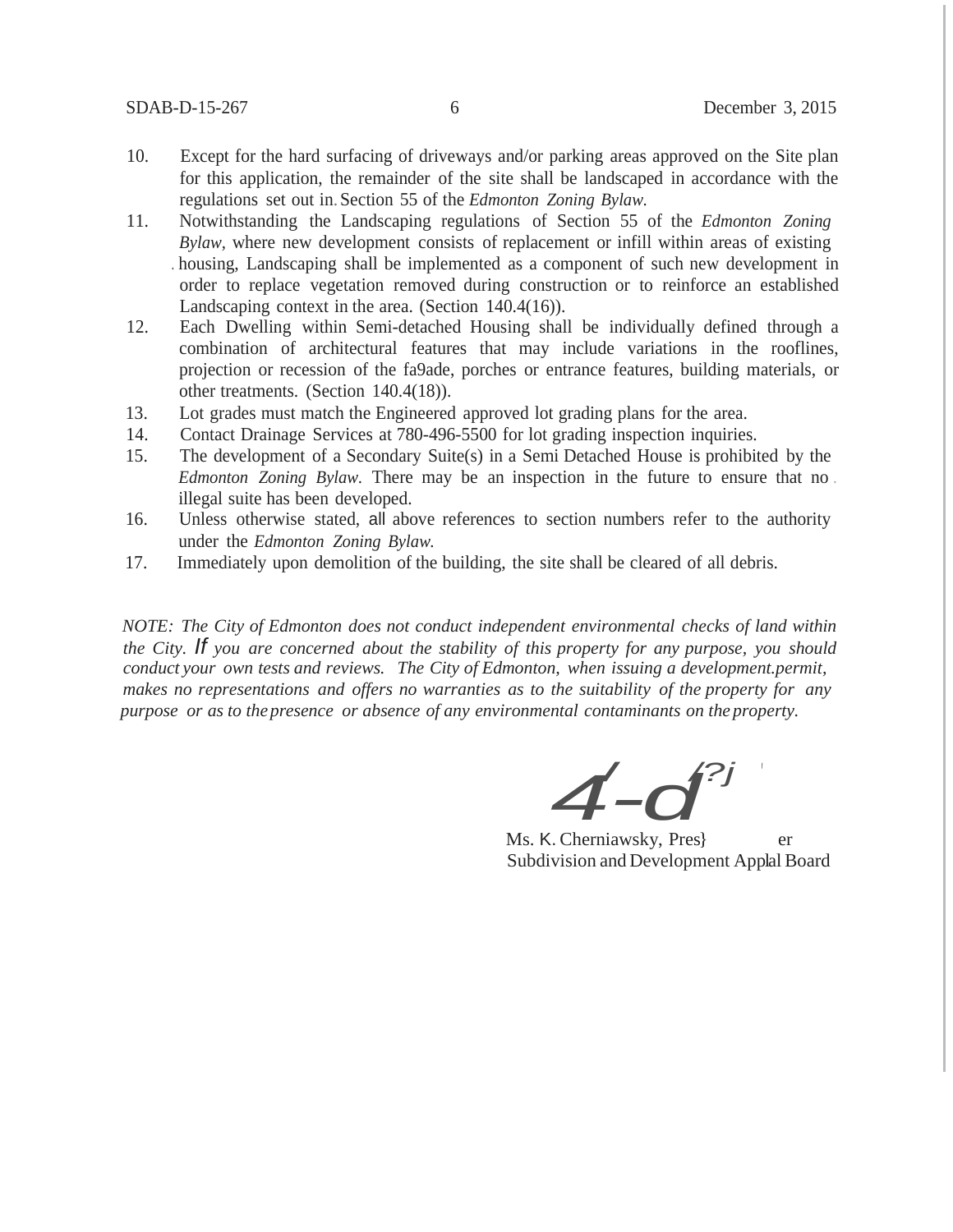10. Except for the hard surfacing of driveways and/or parking areas approved on the Site plan for this application, the remainder of the site shall be landscaped in accordance with the regulations set out in Section 55 of the *Edmonton Zoning Bylaw.*
11. Notwithstanding the Landscaping regulations of Section 55 of the *Edmonton Zoning Bylaw,* where new development consists of replacement or infill within areas of existing housing, Landscaping shall be implemented as a component of such new development in order to replace vegetation removed during construction or to reinforce an established Landscaping context in the area. (Section 140.4(16)).
12. Each Dwelling within Semi-detached Housing shall be individually defined through a combination of architectural features that may include variations in the rooflines, projection or recession of the fa9ade, porches or entrance features, building materials, or other treatments. (Section 140.4(18)).
13. Lot grades must match the Engineered approved lot grading plans for the area.
14. Contact Drainage Services at 780-496-5500 for lot grading inspection inquiries.
15. The development of a Secondary Suite(s) in a Semi Detached House is prohibited by the *Edmonton Zoning Bylaw.* There may be an inspection in the future to ensure that no illegal suite has been developed.
16. Unless otherwise stated, all above references to section numbers refer to the authority under the *Edmonton Zoning Bylaw.*
17. Immediately upon demolition of the building, the site shall be cleared of all debris.

*NOTE: The City of Edmonton does not conduct independent environmental checks of land within the City. If you are concerned about the stability of this property for any purpose, you should conduct your own tests and reviews. The City of Edmonton, when issuing a development.permit, makes no representations and offers no warranties as to the suitability of the property for any purpose or as to the presence or absence of any environmental contaminants on the property.*

Ms. K. Cherniawsky, Pres} er
Subdivision and Development Applal Board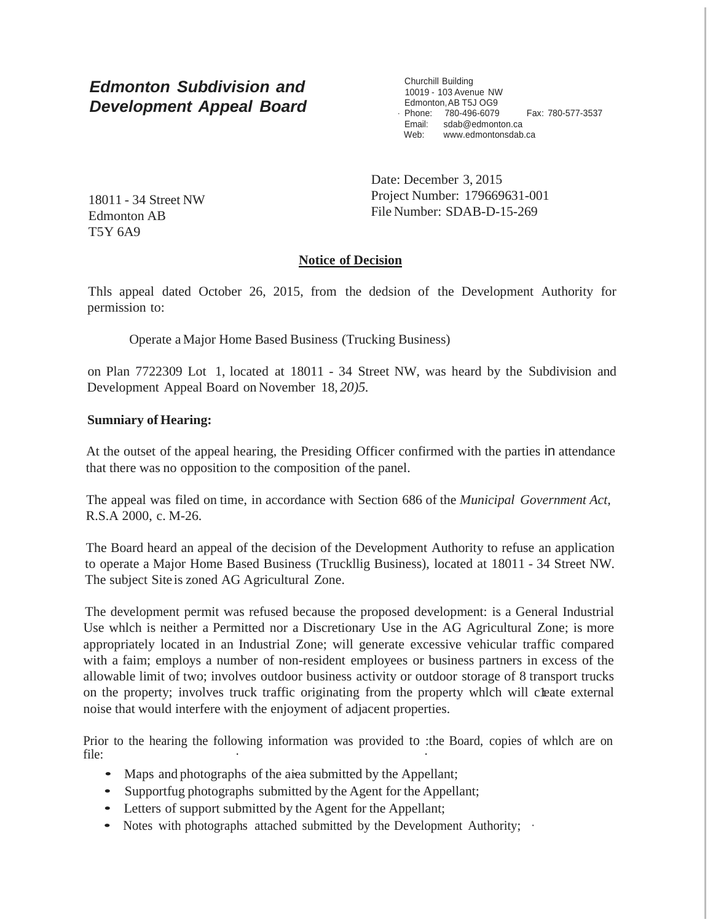# Edmonton Subdivision and Development Appeal Board

Churchill Building
10019 - 103 Avenue NW
Edmonton, AB T5J OG9
Phone: 780-496-6079 Fax: 780-577-3537
Email: sdab@edmonton.ca
Web: www.edmontonsdab.ca

18011 - 34 Street NW
Edmonton AB
T5Y 6A9

Date: December 3, 2015
Project Number: 179669631-001
File Number: SDAB-D-15-269

**Notice of Decision**

Thls appeal dated October 26, 2015, from the dedsion of the Development Authority for permission to:

Operate a Major Home Based Business (Trucking Business)

on Plan 7722309 Lot 1, located at 18011 - 34 Street NW, was heard by the Subdivision and Development Appeal Board on November 18, *20)5.*

**Sumniary of Hearing:**

At the outset of the appeal hearing, the Presiding Officer confirmed with the parties in attendance that there was no opposition to the composition of the panel.

The appeal was filed on time, in accordance with Section 686 of the *Municipal Government Act*, R.S.A 2000, c. M-26.

The Board heard an appeal of the decision of the Development Authority to refuse an application to operate a Major Home Based Business (Truckllig Business), located at 18011 - 34 Street NW. The subject Site is zoned AG Agricultural Zone.

The development permit was refused because the proposed development: is a General Industrial Use whlch is neither a Permitted nor a Discretionary Use in the AG Agricultural Zone; is more appropriately located in an Industrial Zone; will generate excessive vehicular traffic compared with a faim; employs a number of non-resident employees or business partners in excess of the allowable limit of two; involves outdoor business activity or outdoor storage of 8 transport trucks on the property; involves truck traffic originating from the property whlch will cleate external noise that would interfere with the enjoyment of adjacent properties.

Prior to the hearing the following information was provided to the Board, copies of whlch are on file:

- Maps and photographs of the aiea submitted by the Appellant;
- Supportfug photographs submitted by the Agent for the Appellant;
- Letters of support submitted by the Agent for the Appellant;
- Notes with photographs attached submitted by the Development Authority;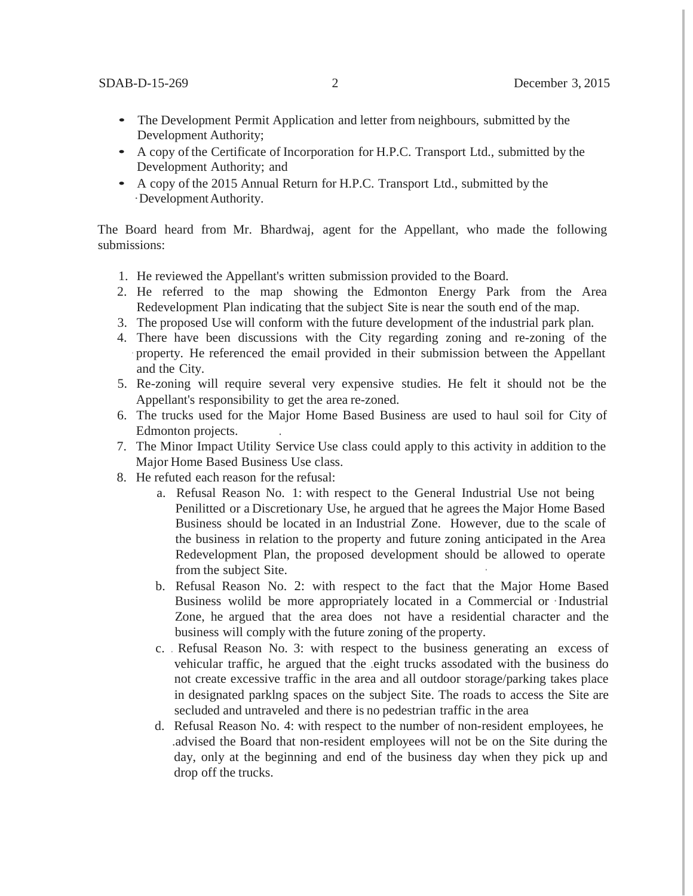- The Development Permit Application and letter from neighbours, submitted by the Development Authority;
- A copy of the Certificate of Incorporation for H.P.C. Transport Ltd., submitted by the Development Authority; and
- A copy of the 2015 Annual Return for H.P.C. Transport Ltd., submitted by the Development Authority.

The Board heard from Mr. Bhardwaj, agent for the Appellant, who made the following submissions:

1. He reviewed the Appellant's written submission provided to the Board.
2. He referred to the map showing the Edmonton Energy Park from the Area Redevelopment Plan indicating that the subject Site is near the south end of the map.
3. The proposed Use will conform with the future development of the industrial park plan.
4. There have been discussions with the City regarding zoning and re-zoning of the property. He referenced the email provided in their submission between the Appellant and the City.
5. Re-zoning will require several very expensive studies. He felt it should not be the Appellant's responsibility to get the area re-zoned.
6. The trucks used for the Major Home Based Business are used to haul soil for City of Edmonton projects.
7. The Minor Impact Utility Service Use class could apply to this activity in addition to the Major Home Based Business Use class.
8. He refuted each reason for the refusal:
    a. Refusal Reason No. 1: with respect to the General Industrial Use not being Penilitted or a Discretionary Use, he argued that he agrees the Major Home Based Business should be located in an Industrial Zone. However, due to the scale of the business in relation to the property and future zoning anticipated in the Area Redevelopment Plan, the proposed development should be allowed to operate from the subject Site.
    b. Refusal Reason No. 2: with respect to the fact that the Major Home Based Business wolild be more appropriately located in a Commercial or Industrial Zone, he argued that the area does not have a residential character and the business will comply with the future zoning of the property.
    c. Refusal Reason No. 3: with respect to the business generating an excess of vehicular traffic, he argued that the eight trucks assodated with the business do not create excessive traffic in the area and all outdoor storage/parking takes place in designated parklng spaces on the subject Site. The roads to access the Site are secluded and untraveled and there is no pedestrian traffic in the area
    d. Refusal Reason No. 4: with respect to the number of non-resident employees, he advised the Board that non-resident employees will not be on the Site during the day, only at the beginning and end of the business day when they pick up and drop off the trucks.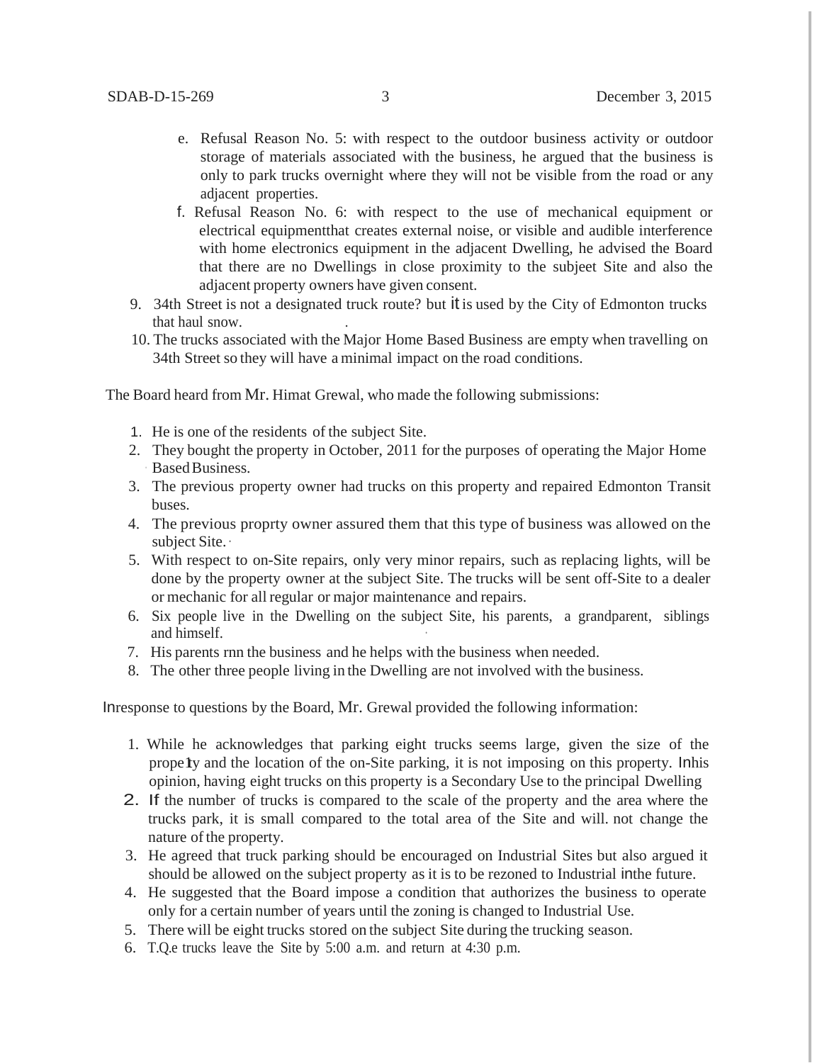e. Refusal Reason No. 5: with respect to the outdoor business activity or outdoor storage of materials associated with the business, he argued that the business is only to park trucks overnight where they will not be visible from the road or any adjacent properties.
f. Refusal Reason No. 6: with respect to the use of mechanical equipment or electrical equipmentthat creates external noise, or visible and audible interference with home electronics equipment in the adjacent Dwelling, he advised the Board that there are no Dwellings in close proximity to the subjeet Site and also the adjacent property owners have given consent.

9. 34th Street is not a designated truck route? but it is used by the City of Edmonton trucks that haul snow.
10. The trucks associated with the Major Home Based Business are empty when travelling on 34th Street so they will have a minimal impact on the road conditions.

The Board heard from Mr. Himat Grewal, who made the following submissions:

1. He is one of the residents of the subject Site.
2. They bought the property in October, 2011 for the purposes of operating the Major Home Based Business.
3. The previous property owner had trucks on this property and repaired Edmonton Transit buses.
4. The previous proprty owner assured them that this type of business was allowed on the subject Site.
5. With respect to on-Site repairs, only very minor repairs, such as replacing lights, will be done by the property owner at the subject Site. The trucks will be sent off-Site to a dealer or mechanic for all regular or major maintenance and repairs.
6. Six people live in the Dwelling on the subject Site, his parents, a grandparent, siblings and himself.
7. His parents rnn the business and he helps with the business when needed.
8. The other three people living in the Dwelling are not involved with the business.

Inresponse to questions by the Board, Mr. Grewal provided the following information:

1. While he acknowledges that parking eight trucks seems large, given the size of the prope1ty and the location of the on-Site parking, it is not imposing on this property. Inhis opinion, having eight trucks on this property is a Secondary Use to the principal Dwelling
2. If the number of trucks is compared to the scale of the property and the area where the trucks park, it is small compared to the total area of the Site and will. not change the nature of the property.
3. He agreed that truck parking should be encouraged on Industrial Sites but also argued it should be allowed on the subject property as it is to be rezoned to Industrial inthe future.
4. He suggested that the Board impose a condition that authorizes the business to operate only for a certain number of years until the zoning is changed to Industrial Use.
5. There will be eight trucks stored on the subject Site during the trucking season.
6. T.Q.e trucks leave the Site by 5:00 a.m. and return at 4:30 p.m.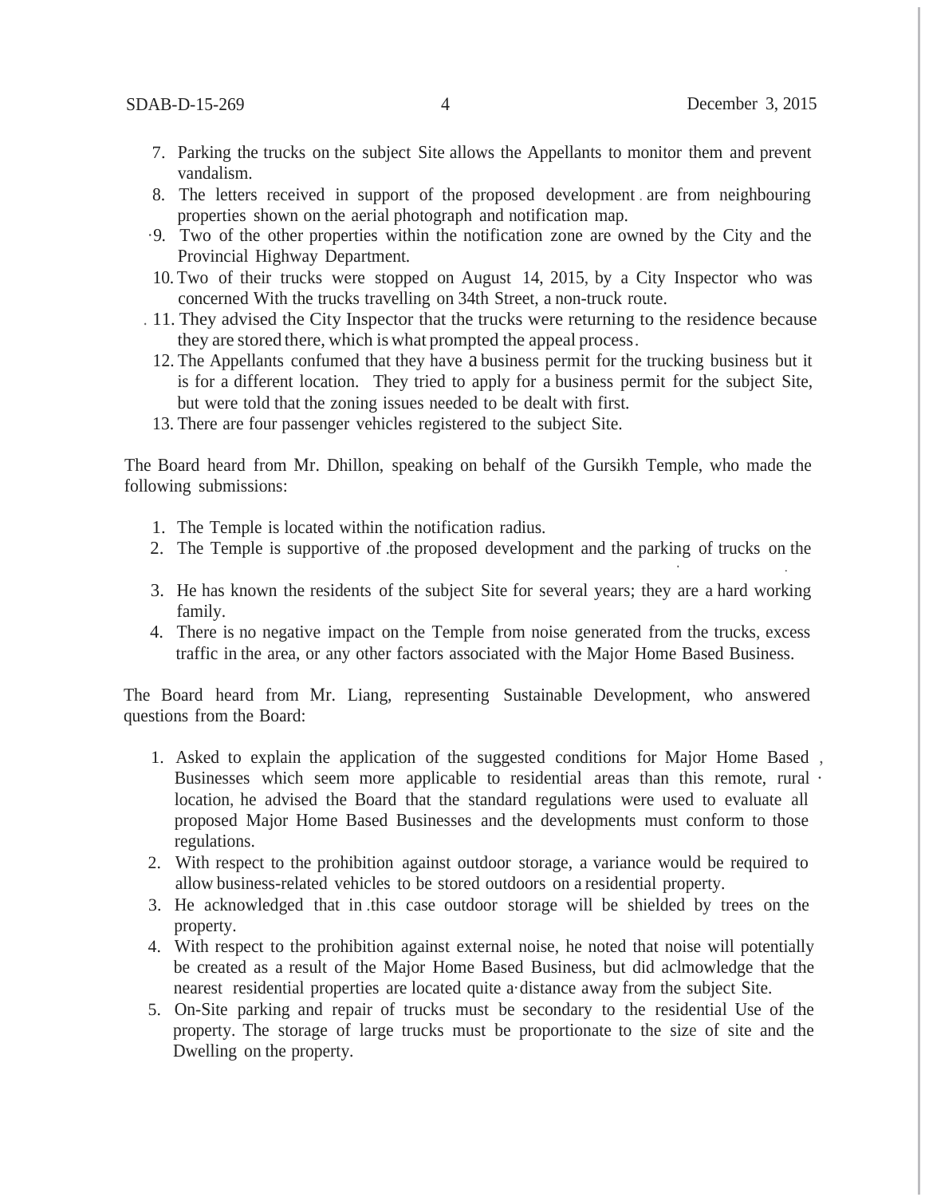7. Parking the trucks on the subject Site allows the Appellants to monitor them and prevent vandalism.
8. The letters received in support of the proposed development are from neighbouring properties shown on the aerial photograph and notification map.
9. Two of the other properties within the notification zone are owned by the City and the Provincial Highway Department.
10. Two of their trucks were stopped on August 14, 2015, by a City Inspector who was concerned With the trucks travelling on 34th Street, a non-truck route.
11. They advised the City Inspector that the trucks were returning to the residence because they are stored there, which is what prompted the appeal process.
12. The Appellants confumed that they have a business permit for the trucking business but it is for a different location. They tried to apply for a business permit for the subject Site, but were told that the zoning issues needed to be dealt with first.
13. There are four passenger vehicles registered to the subject Site.

The Board heard from Mr. Dhillon, speaking on behalf of the Gursikh Temple, who made the following submissions:

1. The Temple is located within the notification radius.
2. The Temple is supportive of the proposed development and the parking of trucks on the
3. He has known the residents of the subject Site for several years; they are a hard working family.
4. There is no negative impact on the Temple from noise generated from the trucks, excess traffic in the area, or any other factors associated with the Major Home Based Business.

The Board heard from Mr. Liang, representing Sustainable Development, who answered questions from the Board:

1. Asked to explain the application of the suggested conditions for Major Home Based Businesses which seem more applicable to residential areas than this remote, rural location, he advised the Board that the standard regulations were used to evaluate all proposed Major Home Based Businesses and the developments must conform to those regulations.
2. With respect to the prohibition against outdoor storage, a variance would be required to allow business-related vehicles to be stored outdoors on a residential property.
3. He acknowledged that in this case outdoor storage will be shielded by trees on the property.
4. With respect to the prohibition against external noise, he noted that noise will potentially be created as a result of the Major Home Based Business, but did aclmowledge that the nearest residential properties are located quite a distance away from the subject Site.
5. On-Site parking and repair of trucks must be secondary to the residential Use of the property. The storage of large trucks must be proportionate to the size of site and the Dwelling on the property.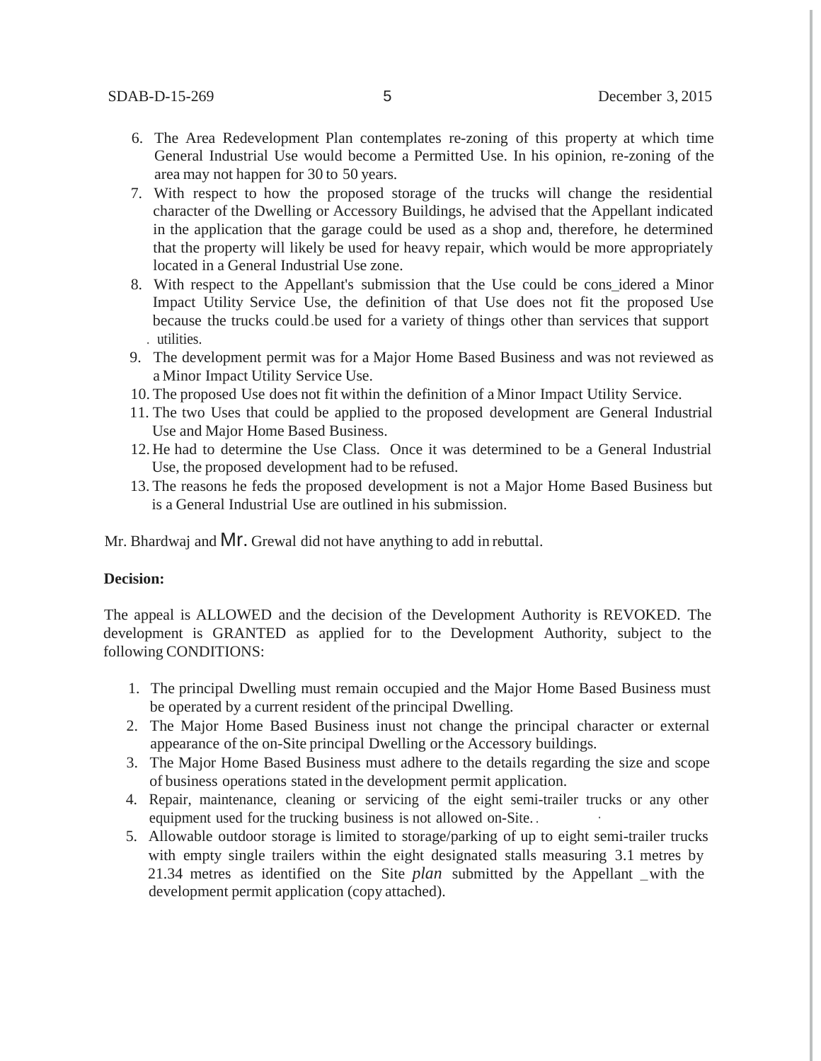6. The Area Redevelopment Plan contemplates re-zoning of this property at which time General Industrial Use would become a Permitted Use. In his opinion, re-zoning of the area may not happen for 30 to 50 years.
7. With respect to how the proposed storage of the trucks will change the residential character of the Dwelling or Accessory Buildings, he advised that the Appellant indicated in the application that the garage could be used as a shop and, therefore, he determined that the property will likely be used for heavy repair, which would be more appropriately located in a General Industrial Use zone.
8. With respect to the Appellant's submission that the Use could be considered a Minor Impact Utility Service Use, the definition of that Use does not fit the proposed Use because the trucks could be used for a variety of things other than services that support utilities.
9. The development permit was for a Major Home Based Business and was not reviewed as a Minor Impact Utility Service Use.
10. The proposed Use does not fit within the definition of a Minor Impact Utility Service.
11. The two Uses that could be applied to the proposed development are General Industrial Use and Major Home Based Business.
12. He had to determine the Use Class. Once it was determined to be a General Industrial Use, the proposed development had to be refused.
13. The reasons he feds the proposed development is not a Major Home Based Business but is a General Industrial Use are outlined in his submission.

Mr. Bhardwaj and Mr. Grewal did not have anything to add in rebuttal.

**Decision:**

The appeal is ALLOWED and the decision of the Development Authority is REVOKED. The development is GRANTED as applied for to the Development Authority, subject to the following CONDITIONS:

1. The principal Dwelling must remain occupied and the Major Home Based Business must be operated by a current resident of the principal Dwelling.
2. The Major Home Based Business inust not change the principal character or external appearance of the on-Site principal Dwelling or the Accessory buildings.
3. The Major Home Based Business must adhere to the details regarding the size and scope of business operations stated in the development permit application.
4. Repair, maintenance, cleaning or servicing of the eight semi-trailer trucks or any other equipment used for the trucking business is not allowed on-Site.
5. Allowable outdoor storage is limited to storage/parking of up to eight semi-trailer trucks with empty single trailers within the eight designated stalls measuring 3.1 metres by 21.34 metres as identified on the Site *plan* submitted by the Appellant with the development permit application (copy attached).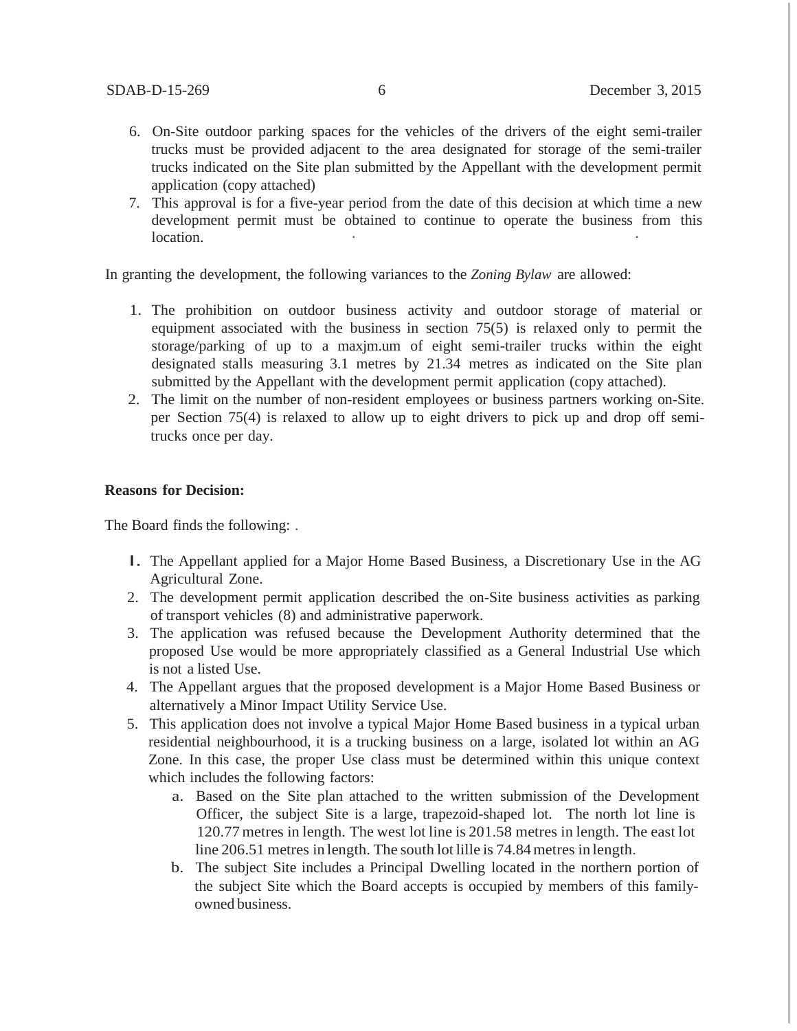6. On-Site outdoor parking spaces for the vehicles of the drivers of the eight semi-trailer trucks must be provided adjacent to the area designated for storage of the semi-trailer trucks indicated on the Site plan submitted by the Appellant with the development permit application (copy attached)
7. This approval is for a five-year period from the date of this decision at which time a new development permit must be obtained to continue to operate the business from this location.

In granting the development, the following variances to the *Zoning Bylaw* are allowed:

1. The prohibition on outdoor business activity and outdoor storage of material or equipment associated with the business in section 75(5) is relaxed only to permit the storage/parking of up to a maxjm.um of eight semi-trailer trucks within the eight designated stalls measuring 3.1 metres by 21.34 metres as indicated on the Site plan submitted by the Appellant with the development permit application (copy attached).
2. The limit on the number of non-resident employees or business partners working on-Site. per Section 75(4) is relaxed to allow up to eight drivers to pick up and drop off semi-trucks once per day.

**Reasons for Decision:**

The Board finds the following: .

1. The Appellant applied for a Major Home Based Business, a Discretionary Use in the AG Agricultural Zone.
2. The development permit application described the on-Site business activities as parking of transport vehicles (8) and administrative paperwork.
3. The application was refused because the Development Authority determined that the proposed Use would be more appropriately classified as a General Industrial Use which is not a listed Use.
4. The Appellant argues that the proposed development is a Major Home Based Business or alternatively a Minor Impact Utility Service Use.
5. This application does not involve a typical Major Home Based business in a typical urban residential neighbourhood, it is a trucking business on a large, isolated lot within an AG Zone. In this case, the proper Use class must be determined within this unique context which includes the following factors:
    a. Based on the Site plan attached to the written submission of the Development Officer, the subject Site is a large, trapezoid-shaped lot. The north lot line is 120.77 metres in length. The west lot line is 201.58 metres in length. The east lot line 206.51 metres in length. The south lot lille is 74.84 metres in length.
    b. The subject Site includes a Principal Dwelling located in the northern portion of the subject Site which the Board accepts is occupied by members of this family-owned business.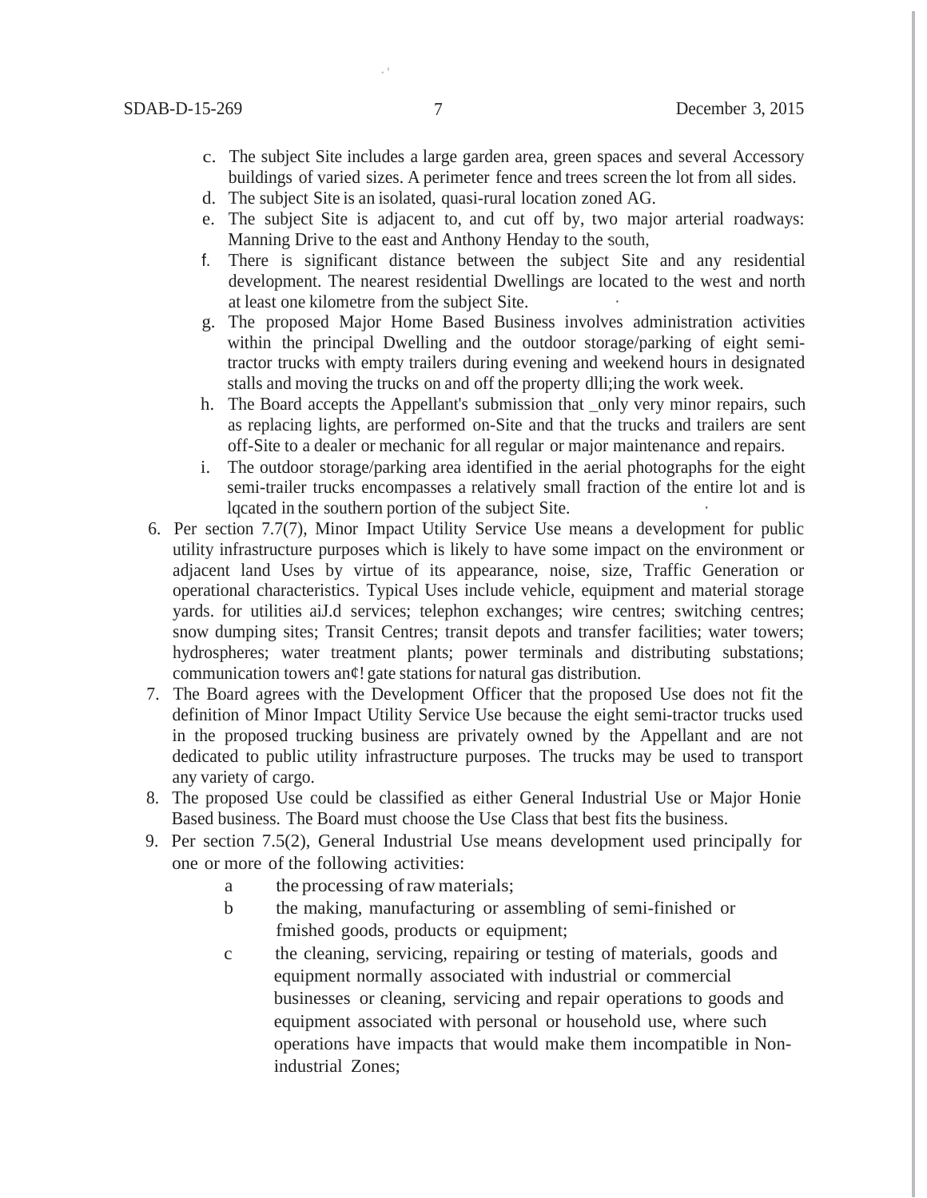c. The subject Site includes a large garden area, green spaces and several Accessory buildings of varied sizes. A perimeter fence and trees screen the lot from all sides.
d. The subject Site is an isolated, quasi-rural location zoned AG.
e. The subject Site is adjacent to, and cut off by, two major arterial roadways: Manning Drive to the east and Anthony Henday to the south,
f. There is significant distance between the subject Site and any residential development. The nearest residential Dwellings are located to the west and north at least one kilometre from the subject Site.
g. The proposed Major Home Based Business involves administration activities within the principal Dwelling and the outdoor storage/parking of eight semi-tractor trucks with empty trailers during evening and weekend hours in designated stalls and moving the trucks on and off the property dlli;ing the work week.
h. The Board accepts the Appellant's submission that _only very minor repairs, such as replacing lights, are performed on-Site and that the trucks and trailers are sent off-Site to a dealer or mechanic for all regular or major maintenance and repairs.
i. The outdoor storage/parking area identified in the aerial photographs for the eight semi-trailer trucks encompasses a relatively small fraction of the entire lot and is lqcated in the southern portion of the subject Site.

6. Per section 7.7(7), Minor Impact Utility Service Use means a development for public utility infrastructure purposes which is likely to have some impact on the environment or adjacent land Uses by virtue of its appearance, noise, size, Traffic Generation or operational characteristics. Typical Uses include vehicle, equipment and material storage yards. for utilities aiJ.d services; telephon exchanges; wire centres; switching centres; snow dumping sites; Transit Centres; transit depots and transfer facilities; water towers; hydrospheres; water treatment plants; power terminals and distributing substations; communication towers an¢! gate stations for natural gas distribution.
7. The Board agrees with the Development Officer that the proposed Use does not fit the definition of Minor Impact Utility Service Use because the eight semi-tractor trucks used in the proposed trucking business are privately owned by the Appellant and are not dedicated to public utility infrastructure purposes. The trucks may be used to transport any variety of cargo.
8. The proposed Use could be classified as either General Industrial Use or Major Honie Based business. The Board must choose the Use Class that best fits the business.
9. Per section 7.5(2), General Industrial Use means development used principally for one or more of the following activities:
   a the processing of raw materials;
   b the making, manufacturing or assembling of semi-finished or fmished goods, products or equipment;
   c the cleaning, servicing, repairing or testing of materials, goods and equipment normally associated with industrial or commercial businesses or cleaning, servicing and repair operations to goods and equipment associated with personal or household use, where such operations have impacts that would make them incompatible in Non-industrial Zones;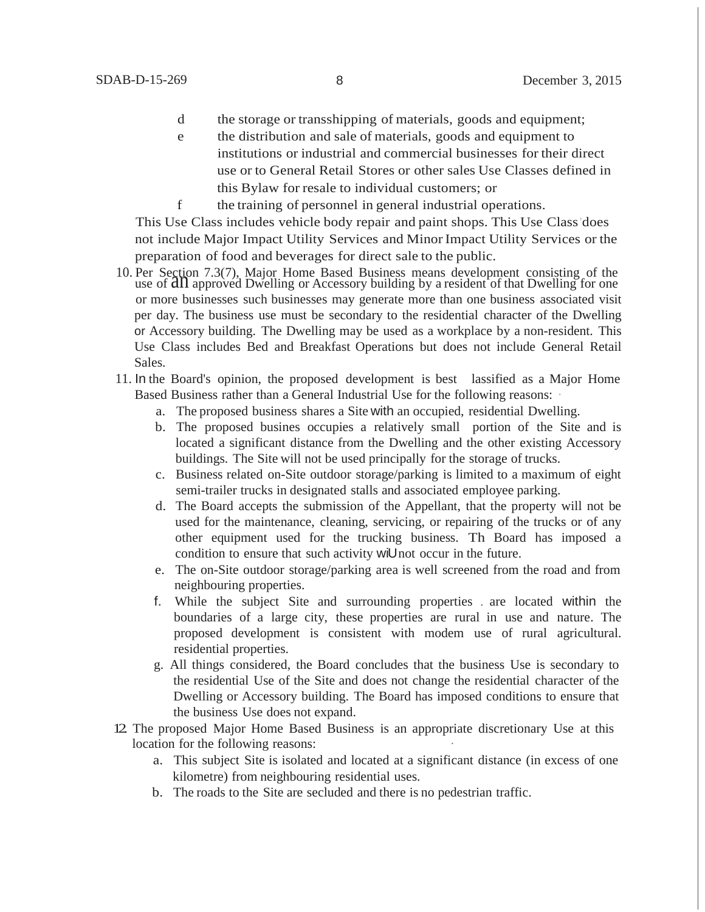d the storage or transshipping of materials, goods and equipment;

e the distribution and sale of materials, goods and equipment to institutions or industrial and commercial businesses for their direct use or to General Retail Stores or other sales Use Classes defined in this Bylaw for resale to individual customers; or

f the training of personnel in general industrial operations.

This Use Class includes vehicle body repair and paint shops. This Use Class does not include Major Impact Utility Services and Minor Impact Utility Services or the preparation of food and beverages for direct sale to the public.

10. Per Section 7.3(7), Major Home Based Business means development consisting of the use of an approved Dwelling or Accessory building by a resident of that Dwelling for one or more businesses such businesses may generate more than one business associated visit per day. The business use must be secondary to the residential character of the Dwelling or Accessory building. The Dwelling may be used as a workplace by a non-resident. This Use Class includes Bed and Breakfast Operations but does not include General Retail Sales.

11. In the Board's opinion, the proposed development is best lassified as a Major Home Based Business rather than a General Industrial Use for the following reasons:
    a. The proposed business shares a Site with an occupied, residential Dwelling.
    b. The proposed busines occupies a relatively small portion of the Site and is located a significant distance from the Dwelling and the other existing Accessory buildings. The Site will not be used principally for the storage of trucks.
    c. Business related on-Site outdoor storage/parking is limited to a maximum of eight semi-trailer trucks in designated stalls and associated employee parking.
    d. The Board accepts the submission of the Appellant, that the property will not be used for the maintenance, cleaning, servicing, or repairing of the trucks or of any other equipment used for the trucking business. Th Board has imposed a condition to ensure that such activity wiU not occur in the future.
    e. The on-Site outdoor storage/parking area is well screened from the road and from neighbouring properties.
    f. While the subject Site and surrounding properties . are located within the boundaries of a large city, these properties are rural in use and nature. The proposed development is consistent with modem use of rural agricultural. residential properties.
    g. All things considered, the Board concludes that the business Use is secondary to the residential Use of the Site and does not change the residential character of the Dwelling or Accessory building. The Board has imposed conditions to ensure that the business Use does not expand.

12. The proposed Major Home Based Business is an appropriate discretionary Use at this location for the following reasons:
    a. This subject Site is isolated and located at a significant distance (in excess of one kilometre) from neighbouring residential uses.
    b. The roads to the Site are secluded and there is no pedestrian traffic.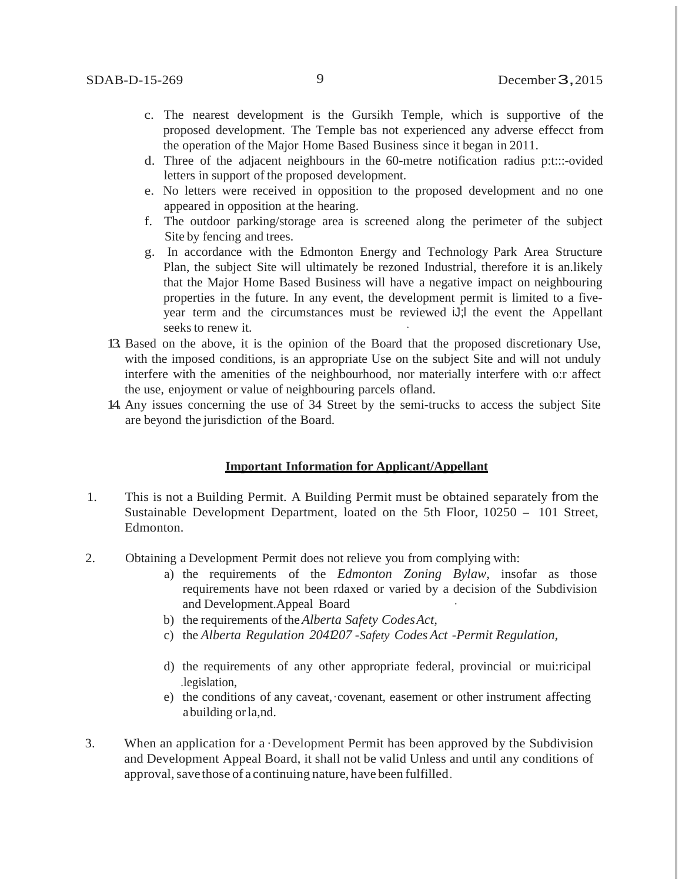c. The nearest development is the Gursikh Temple, which is supportive of the proposed development. The Temple bas not experienced any adverse effecct from the operation of the Major Home Based Business since it began in 2011.
d. Three of the adjacent neighbours in the 60-metre notification radius p:t:::-ovided letters in support of the proposed development.
e. No letters were received in opposition to the proposed development and no one appeared in opposition at the hearing.
f. The outdoor parking/storage area is screened along the perimeter of the subject Site by fencing and trees.
g. In accordance with the Edmonton Energy and Technology Park Area Structure Plan, the subject Site will ultimately be rezoned Industrial, therefore it is an.likely that the Major Home Based Business will have a negative impact on neighbouring properties in the future. In any event, the development permit is limited to a five-year term and the circumstances must be reviewed iJ;l the event the Appellant seeks to renew it.

13. Based on the above, it is the opinion of the Board that the proposed discretionary Use, with the imposed conditions, is an appropriate Use on the subject Site and will not unduly interfere with the amenities of the neighbourhood, nor materially interfere with o:r affect the use, enjoyment or value of neighbouring parcels ofland.
14. Any issues concerning the use of 34 Street by the semi-trucks to access the subject Site are beyond the jurisdiction of the Board.

**Important Information for Applicant/Appellant**

1. This is not a Building Permit. A Building Permit must be obtained separately from the Sustainable Development Department, loated on the 5th Floor, 10250 – 101 Street, Edmonton.

2. Obtaining a Development Permit does not relieve you from complying with:
   a) the requirements of the *Edmonton Zoning Bylaw*, insofar as those requirements have not been rdaxed or varied by a decision of the Subdivision and Development.Appeal Board
   b) the requirements of the *Alberta Safety Codes Act*,
   c) the *Alberta Regulation 204/207 -Safety Codes Act -Permit Regulation*,
   d) the requirements of any other appropriate federal, provincial or mui:ricipal legislation,
   e) the conditions of any caveat, covenant, easement or other instrument affecting a building or la,nd.

3. When an application for a Development Permit has been approved by the Subdivision and Development Appeal Board, it shall not be valid Unless and until any conditions of approval, save those of a continuing nature, have been fulfilled.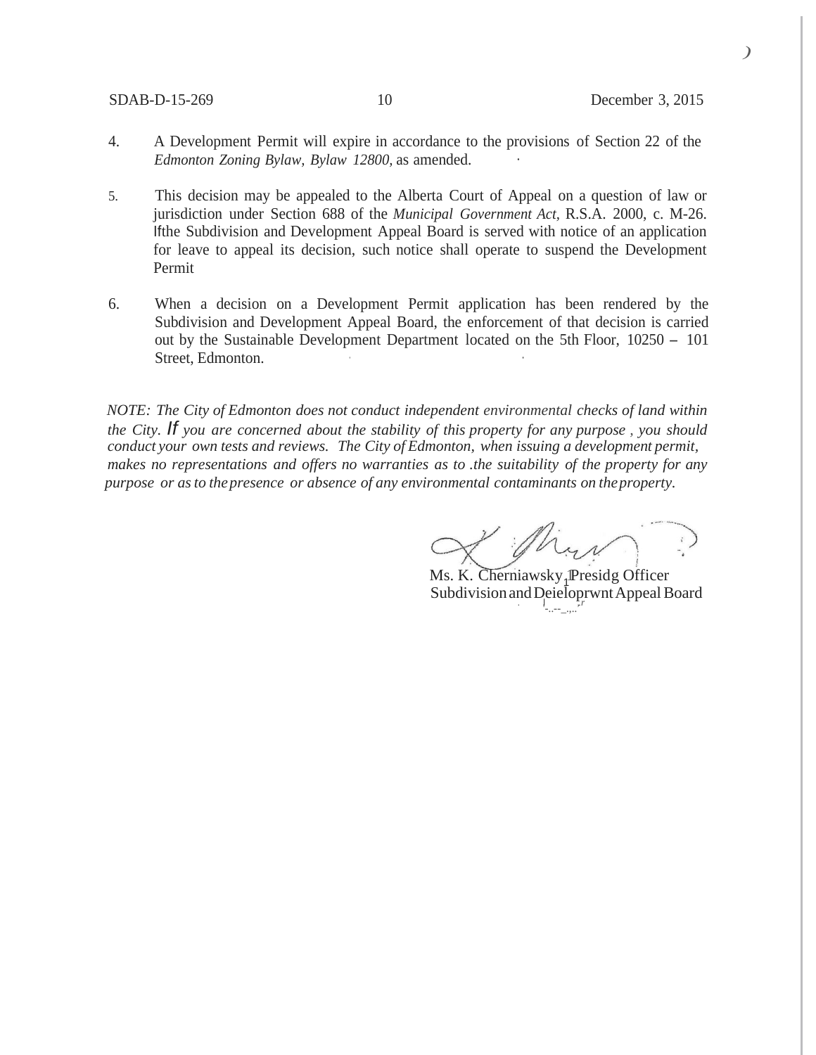4. A Development Permit will expire in accordance to the provisions of Section 22 of the *Edmonton Zoning Bylaw, Bylaw 12800,* as amended.

5. This decision may be appealed to the Alberta Court of Appeal on a question of law or jurisdiction under Section 688 of the *Municipal Government Act,* R.S.A. 2000, c. M-26. If the Subdivision and Development Appeal Board is served with notice of an application for leave to appeal its decision, such notice shall operate to suspend the Development Permit

6. When a decision on a Development Permit application has been rendered by the Subdivision and Development Appeal Board, the enforcement of that decision is carried out by the Sustainable Development Department located on the 5th Floor, 10250 – 101 Street, Edmonton.

*NOTE: The City of Edmonton does not conduct independent environmental checks of land within the City. If you are concerned about the stability of this property for any purpose, you should conduct your own tests and reviews. The City of Edmonton, when issuing a development permit, makes no representations and offers no warranties as to the suitability of the property for any purpose or as to the presence or absence of any environmental contaminants on the property.*

Ms. K. Cherniawsky, Presiding Officer
Subdivision and Development Appeal Board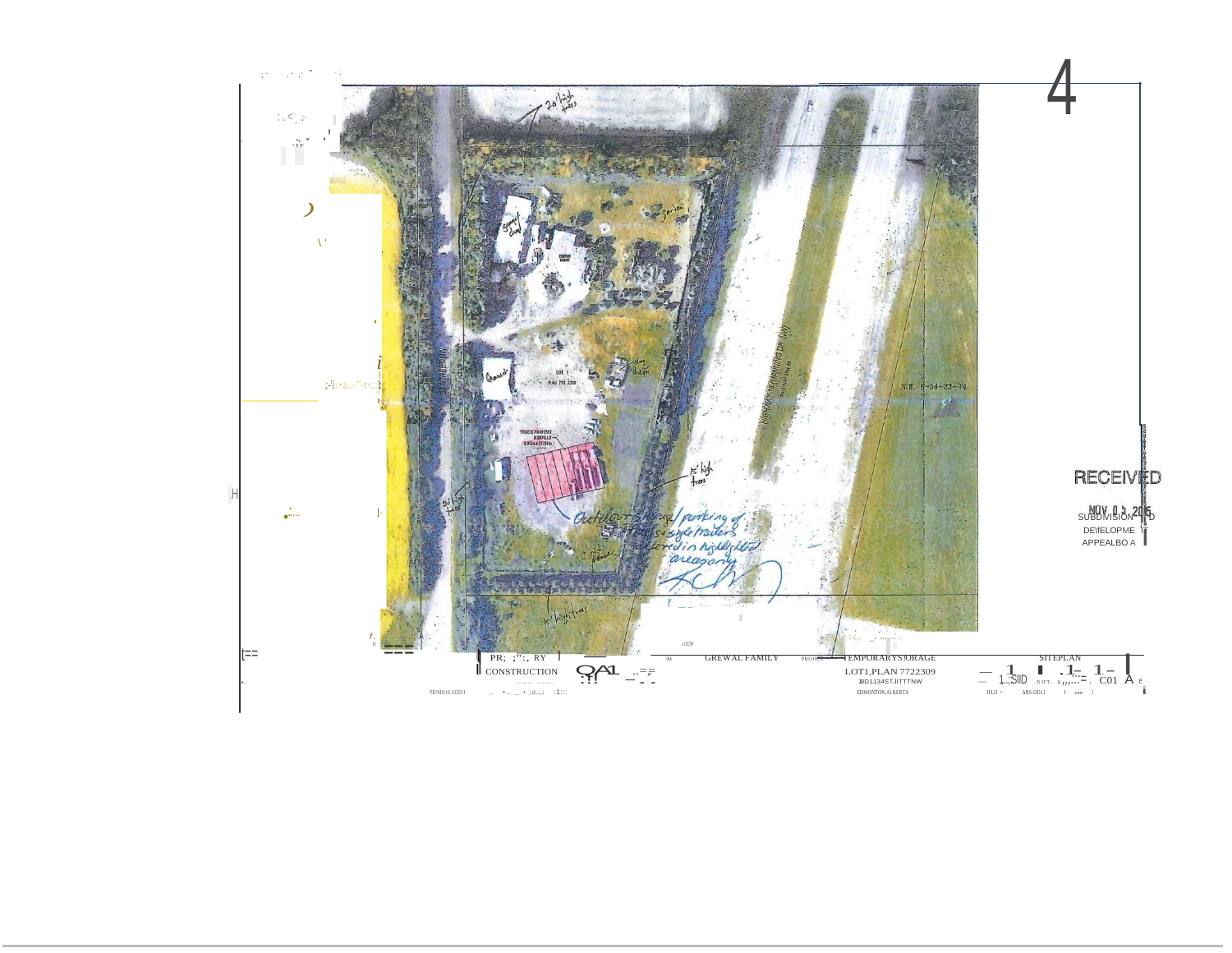RECEIVED

NOV 0 3 2016

SUBDIVISION AND DEVELOPMENT APPEAL BOARD

20' high trees

Storage shed

Garden

Quonset

LOT 1 PLAN 772 2309

Dog shelter

TRUCK PARKING 8 STALLS

15' high trees

Outdoor storage/parking of trucks/trailers restricted in highlighted area only

15' high trees

HIGHWAY 15 (MANNING DR NW)

N.W. 6-54-23-W4

PR... RY CONSTRUCTION

GREWAL FAMILY

TEMPORARY STORAGE LOT 1, PLAN 7722309 EDMONTON, ALBERTA

SITE PLAN

A